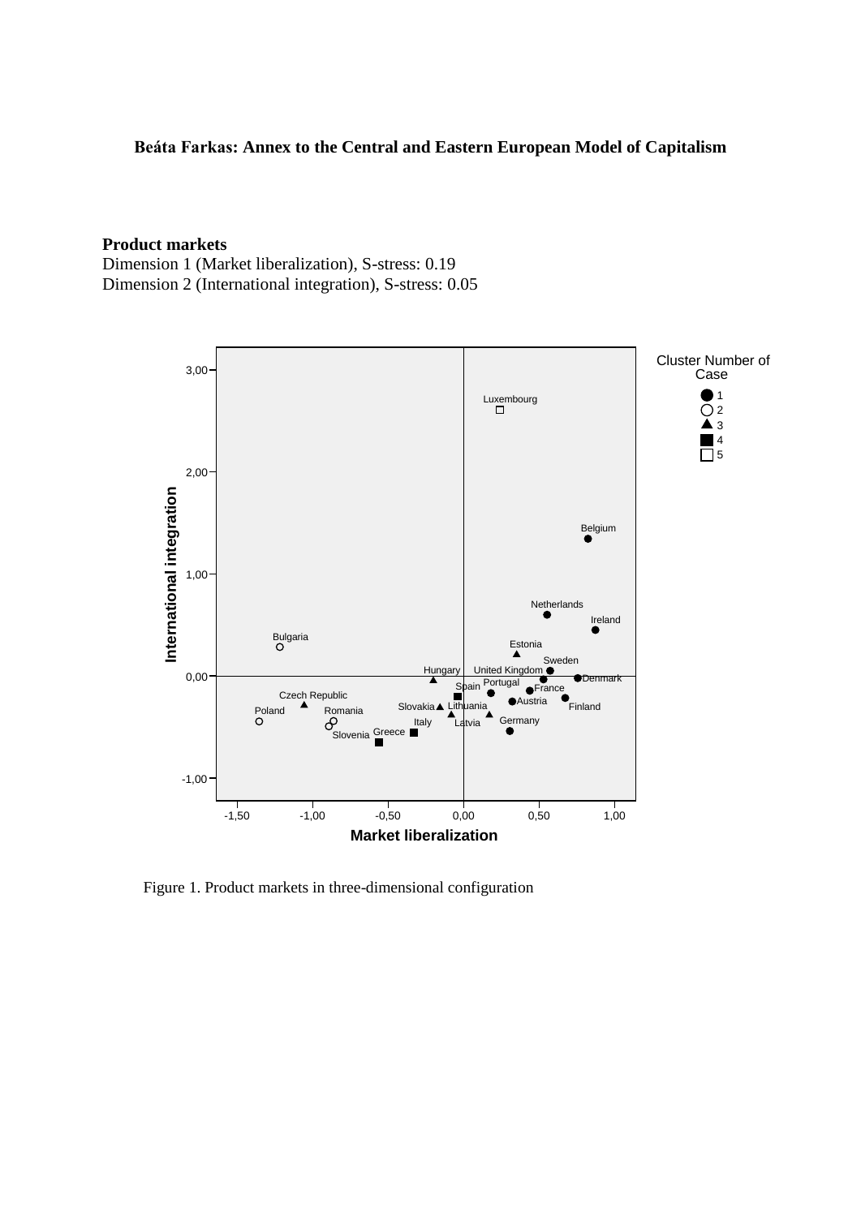**Beáta Farkas: Annex to the Central and Eastern European Model of Capitalism**

**Product markets**

Dimension 1 (Market liberalization), S-stress: 0.19

Dimension 2 (International integration), S-stress: 0.05

Figure 1. Product markets in three-dimensional configuration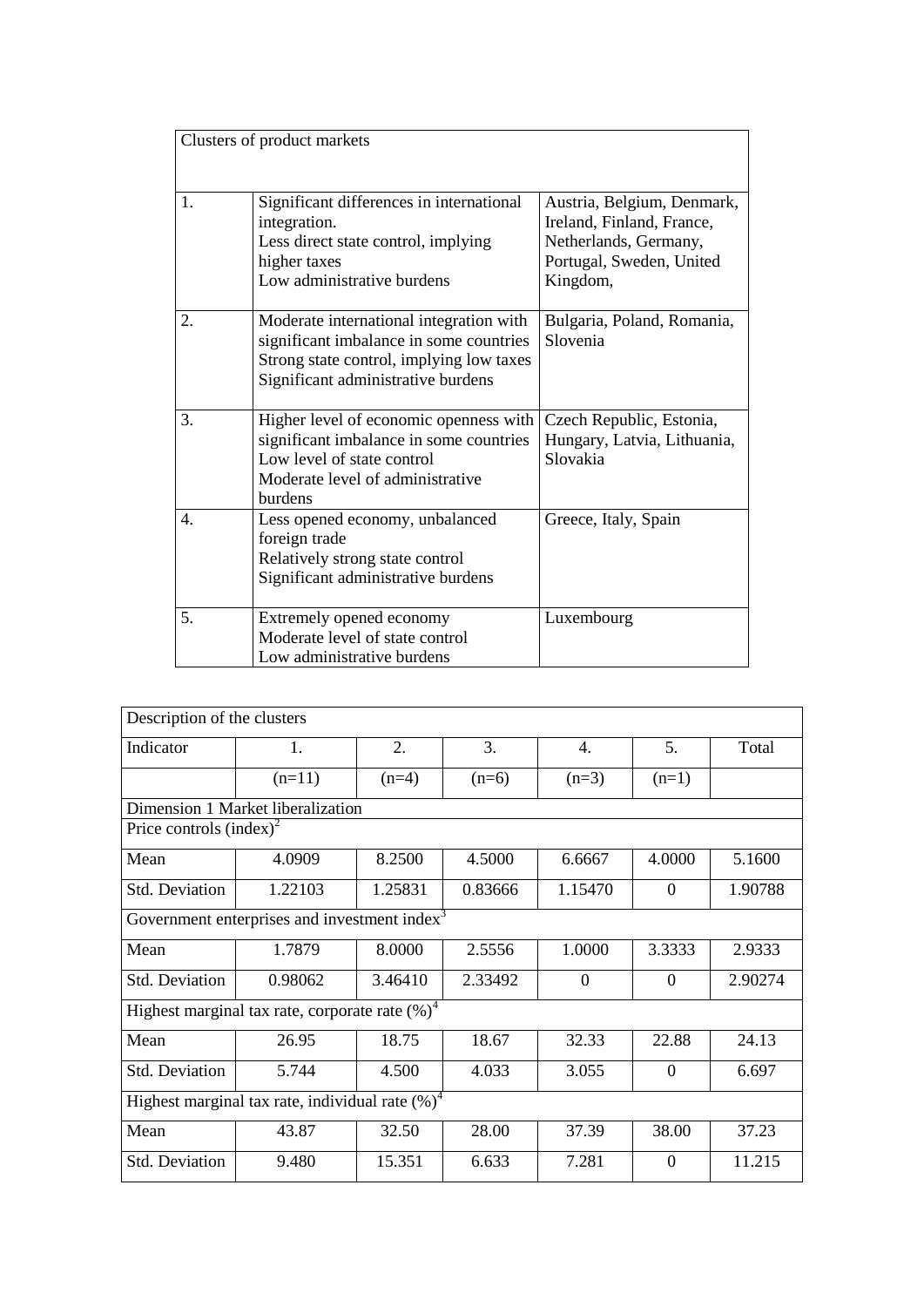| Clusters of product markets | | |
|---|---|---|
| 1. | Significant differences in international integration.<br>Less direct state control, implying higher taxes<br>Low administrative burdens | Austria, Belgium, Denmark, Ireland, Finland, France, Netherlands, Germany, Portugal, Sweden, United Kingdom, |
| 2. | Moderate international integration with significant imbalance in some countries<br>Strong state control, implying low taxes<br>Significant administrative burdens | Bulgaria, Poland, Romania, Slovenia |
| 3. | Higher level of economic openness with significant imbalance in some countries<br>Low level of state control<br>Moderate level of administrative burdens | Czech Republic, Estonia, Hungary, Latvia, Lithuania, Slovakia |
| 4. | Less opened economy, unbalanced foreign trade<br>Relatively strong state control<br>Significant administrative burdens | Greece, Italy, Spain |
| 5. | Extremely opened economy<br>Moderate level of state control<br>Low administrative burdens | Luxembourg |

| Description of the clusters | | | | | | |
|---|---|---|---|---|---|---|
| Indicator | 1. | 2. | 3. | 4. | 5. | Total |
| | (n=11) | (n=4) | (n=6) | (n=3) | (n=1) | |
| Dimension 1 Market liberalization | | | | | | |
| Price controls (index)[2] | | | | | | |
| Mean | 4.0909 | 8.2500 | 4.5000 | 6.6667 | 4.0000 | 5.1600 |
| Std. Deviation | 1.22103 | 1.25831 | 0.83666 | 1.15470 | 0 | 1.90788 |
| Government enterprises and investment index[3] | | | | | | |
| Mean | 1.7879 | 8.0000 | 2.5556 | 1.0000 | 3.3333 | 2.9333 |
| Std. Deviation | 0.98062 | 3.46410 | 2.33492 | 0 | 0 | 2.90274 |
| Highest marginal tax rate, corporate rate (%)[4] | | | | | | |
| Mean | 26.95 | 18.75 | 18.67 | 32.33 | 22.88 | 24.13 |
| Std. Deviation | 5.744 | 4.500 | 4.033 | 3.055 | 0 | 6.697 |
| Highest marginal tax rate, individual rate (%)[4] | | | | | | |
| Mean | 43.87 | 32.50 | 28.00 | 37.39 | 38.00 | 37.23 |
| Std. Deviation | 9.480 | 15.351 | 6.633 | 7.281 | 0 | 11.215 |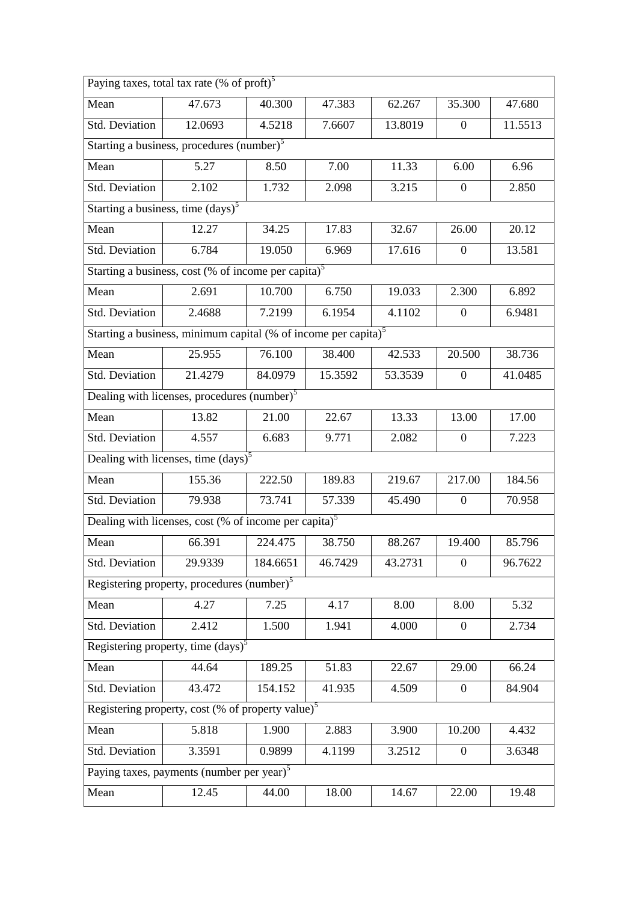| Paying taxes, total tax rate (% of proft)[5] | | | | | | |
|---|---|---|---|---|---|---|
| Mean | 47.673 | 40.300 | 47.383 | 62.267 | 35.300 | 47.680 |
| Std. Deviation | 12.0693 | 4.5218 | 7.6607 | 13.8019 | 0 | 11.5513 |
| Starting a business, procedures (number)[5] | | | | | | |
| Mean | 5.27 | 8.50 | 7.00 | 11.33 | 6.00 | 6.96 |
| Std. Deviation | 2.102 | 1.732 | 2.098 | 3.215 | 0 | 2.850 |
| Starting a business, time (days)[5] | | | | | | |
| Mean | 12.27 | 34.25 | 17.83 | 32.67 | 26.00 | 20.12 |
| Std. Deviation | 6.784 | 19.050 | 6.969 | 17.616 | 0 | 13.581 |
| Starting a business, cost (% of income per capita)[5] | | | | | | |
| Mean | 2.691 | 10.700 | 6.750 | 19.033 | 2.300 | 6.892 |
| Std. Deviation | 2.4688 | 7.2199 | 6.1954 | 4.1102 | 0 | 6.9481 |
| Starting a business, minimum capital (% of income per capita)[5] | | | | | | |
| Mean | 25.955 | 76.100 | 38.400 | 42.533 | 20.500 | 38.736 |
| Std. Deviation | 21.4279 | 84.0979 | 15.3592 | 53.3539 | 0 | 41.0485 |
| Dealing with licenses, procedures (number)[5] | | | | | | |
| Mean | 13.82 | 21.00 | 22.67 | 13.33 | 13.00 | 17.00 |
| Std. Deviation | 4.557 | 6.683 | 9.771 | 2.082 | 0 | 7.223 |
| Dealing with licenses, time (days)[5] | | | | | | |
| Mean | 155.36 | 222.50 | 189.83 | 219.67 | 217.00 | 184.56 |
| Std. Deviation | 79.938 | 73.741 | 57.339 | 45.490 | 0 | 70.958 |
| Dealing with licenses, cost (% of income per capita)[5] | | | | | | |
| Mean | 66.391 | 224.475 | 38.750 | 88.267 | 19.400 | 85.796 |
| Std. Deviation | 29.9339 | 184.6651 | 46.7429 | 43.2731 | 0 | 96.7622 |
| Registering property, procedures (number)[5] | | | | | | |
| Mean | 4.27 | 7.25 | 4.17 | 8.00 | 8.00 | 5.32 |
| Std. Deviation | 2.412 | 1.500 | 1.941 | 4.000 | 0 | 2.734 |
| Registering property, time (days)[5] | | | | | | |
| Mean | 44.64 | 189.25 | 51.83 | 22.67 | 29.00 | 66.24 |
| Std. Deviation | 43.472 | 154.152 | 41.935 | 4.509 | 0 | 84.904 |
| Registering property, cost (% of property value)[5] | | | | | | |
| Mean | 5.818 | 1.900 | 2.883 | 3.900 | 10.200 | 4.432 |
| Std. Deviation | 3.3591 | 0.9899 | 4.1199 | 3.2512 | 0 | 3.6348 |
| Paying taxes, payments (number per year)[5] | | | | | | |
| Mean | 12.45 | 44.00 | 18.00 | 14.67 | 22.00 | 19.48 |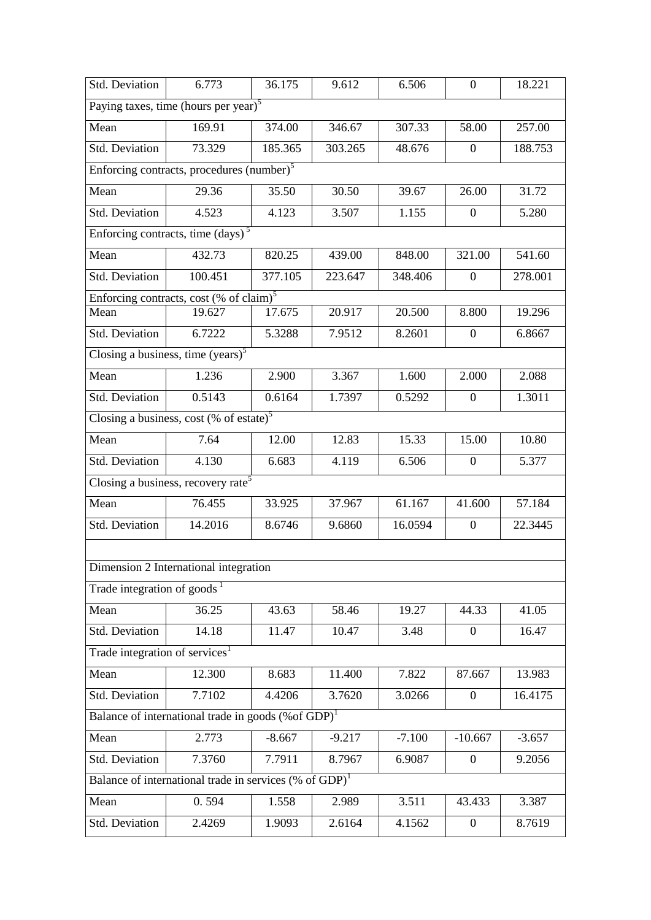| | | | | | | |
|---|---|---|---|---|---|---|
| Std. Deviation | 6.773 | 36.175 | 9.612 | 6.506 | 0 | 18.221 |
| Paying taxes, time (hours per year)[5] | | | | | | |
| Mean | 169.91 | 374.00 | 346.67 | 307.33 | 58.00 | 257.00 |
| Std. Deviation | 73.329 | 185.365 | 303.265 | 48.676 | 0 | 188.753 |
| Enforcing contracts, procedures (number)[5] | | | | | | |
| Mean | 29.36 | 35.50 | 30.50 | 39.67 | 26.00 | 31.72 |
| Std. Deviation | 4.523 | 4.123 | 3.507 | 1.155 | 0 | 5.280 |
| Enforcing contracts, time (days)[5] | | | | | | |
| Mean | 432.73 | 820.25 | 439.00 | 848.00 | 321.00 | 541.60 |
| Std. Deviation | 100.451 | 377.105 | 223.647 | 348.406 | 0 | 278.001 |
| Enforcing contracts, cost (% of claim)[5] | | | | | | |
| Mean | 19.627 | 17.675 | 20.917 | 20.500 | 8.800 | 19.296 |
| Std. Deviation | 6.7222 | 5.3288 | 7.9512 | 8.2601 | 0 | 6.8667 |
| Closing a business, time (years)[5] | | | | | | |
| Mean | 1.236 | 2.900 | 3.367 | 1.600 | 2.000 | 2.088 |
| Std. Deviation | 0.5143 | 0.6164 | 1.7397 | 0.5292 | 0 | 1.3011 |
| Closing a business, cost (% of estate)[5] | | | | | | |
| Mean | 7.64 | 12.00 | 12.83 | 15.33 | 15.00 | 10.80 |
| Std. Deviation | 4.130 | 6.683 | 4.119 | 6.506 | 0 | 5.377 |
| Closing a business, recovery rate[5] | | | | | | |
| Mean | 76.455 | 33.925 | 37.967 | 61.167 | 41.600 | 57.184 |
| Std. Deviation | 14.2016 | 8.6746 | 9.6860 | 16.0594 | 0 | 22.3445 |
| | | | | | | |
| Dimension 2 International integration | | | | | | |
| Trade integration of goods[1] | | | | | | |
| Mean | 36.25 | 43.63 | 58.46 | 19.27 | 44.33 | 41.05 |
| Std. Deviation | 14.18 | 11.47 | 10.47 | 3.48 | 0 | 16.47 |
| Trade integration of services[1] | | | | | | |
| Mean | 12.300 | 8.683 | 11.400 | 7.822 | 87.667 | 13.983 |
| Std. Deviation | 7.7102 | 4.4206 | 3.7620 | 3.0266 | 0 | 16.4175 |
| Balance of international trade in goods (%of GDP)[1] | | | | | | |
| Mean | 2.773 | -8.667 | -9.217 | -7.100 | -10.667 | -3.657 |
| Std. Deviation | 7.3760 | 7.7911 | 8.7967 | 6.9087 | 0 | 9.2056 |
| Balance of international trade in services (% of GDP)[1] | | | | | | |
| Mean | 0. 594 | 1.558 | 2.989 | 3.511 | 43.433 | 3.387 |
| Std. Deviation | 2.4269 | 1.9093 | 2.6164 | 4.1562 | 0 | 8.7619 |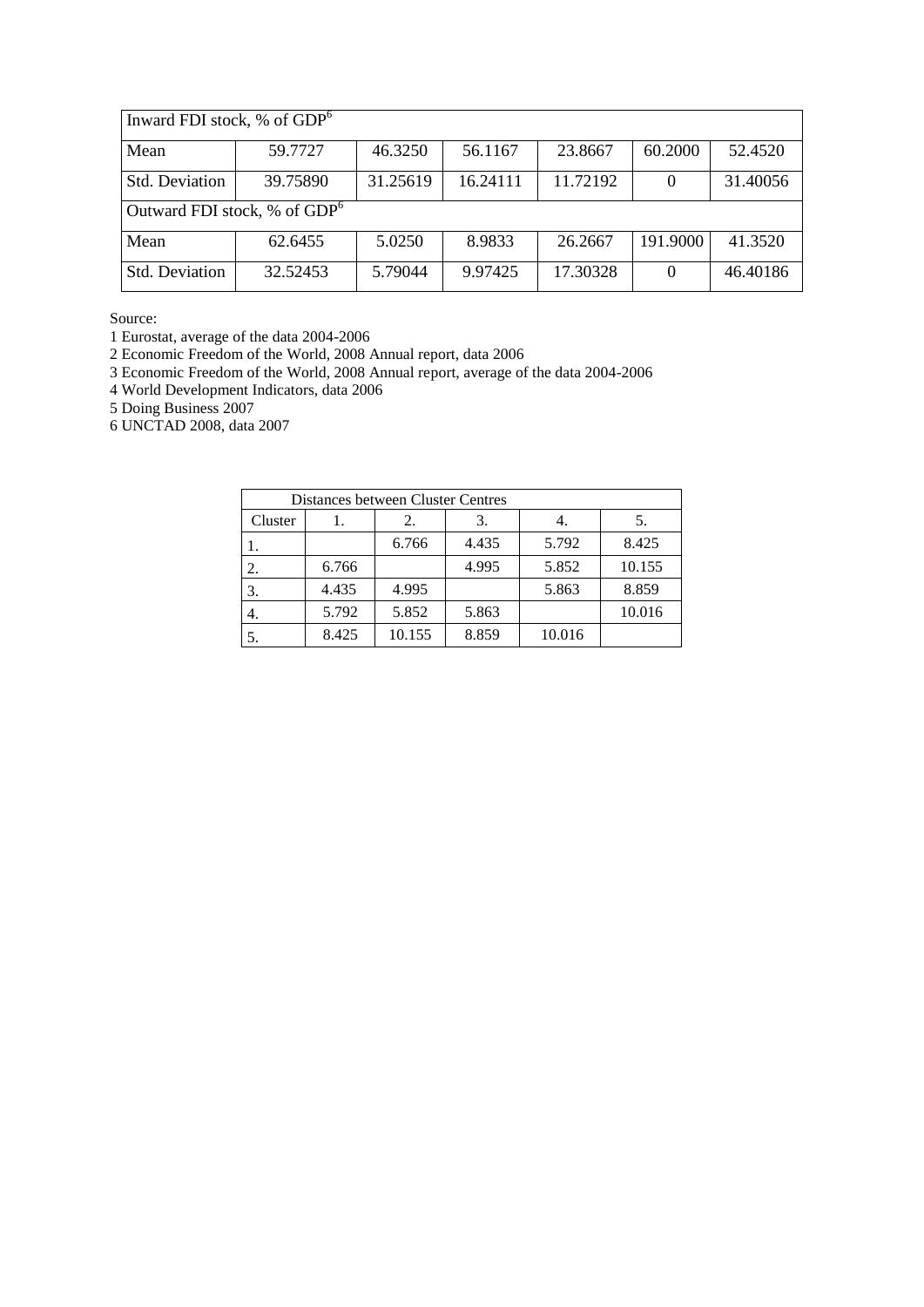| Inward FDI stock, % of GDP[6] | | | | | | |
|---|---|---|---|---|---|---|
| Mean | 59.7727 | 46.3250 | 56.1167 | 23.8667 | 60.2000 | 52.4520 |
| Std. Deviation | 39.75890 | 31.25619 | 16.24111 | 11.72192 | 0 | 31.40056 |
| Outward FDI stock, % of GDP[6] | | | | | | |
| Mean | 62.6455 | 5.0250 | 8.9833 | 26.2667 | 191.9000 | 41.3520 |
| Std. Deviation | 32.52453 | 5.79044 | 9.97425 | 17.30328 | 0 | 46.40186 |

Source:

1 Eurostat, average of the data 2004-2006

2 Economic Freedom of the World, 2008 Annual report, data 2006

3 Economic Freedom of the World, 2008 Annual report, average of the data 2004-2006

4 World Development Indicators, data 2006

5 Doing Business 2007

6 UNCTAD 2008, data 2007

| Distances between Cluster Centres | | | | | |
|---|---|---|---|---|---|
| Cluster | 1. | 2. | 3. | 4. | 5. |
| 1. | | 6.766 | 4.435 | 5.792 | 8.425 |
| 2. | 6.766 | | 4.995 | 5.852 | 10.155 |
| 3. | 4.435 | 4.995 | | 5.863 | 8.859 |
| 4. | 5.792 | 5.852 | 5.863 | | 10.016 |
| 5. | 8.425 | 10.155 | 8.859 | 10.016 | |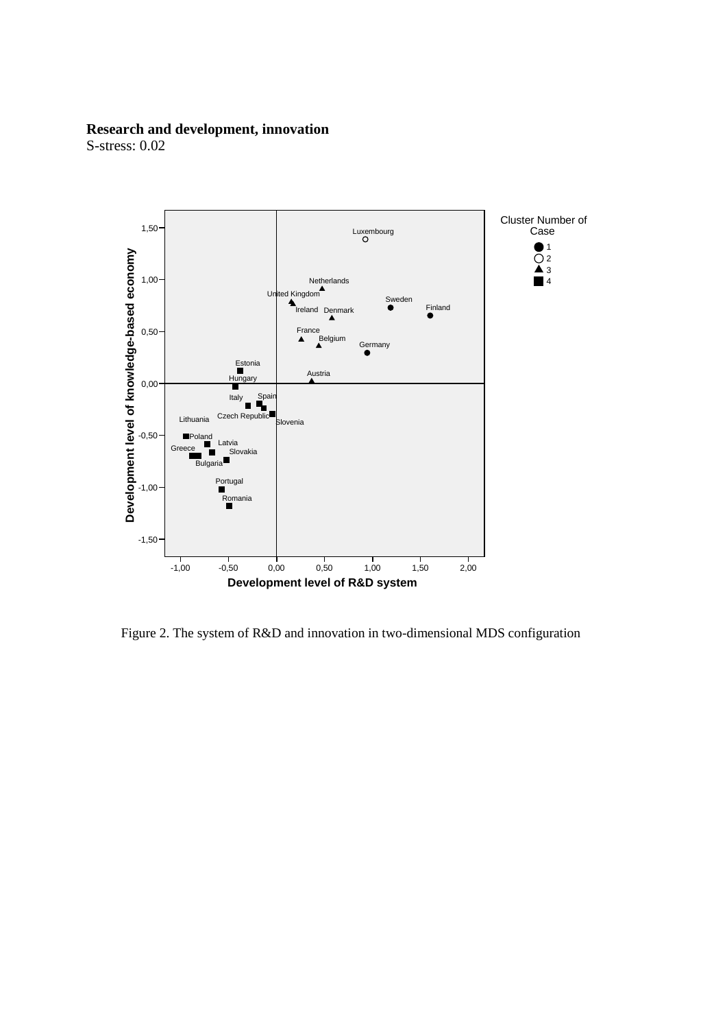**Research and development, innovation**
S-stress: 0.02

Figure 2. The system of R&D and innovation in two-dimensional MDS configuration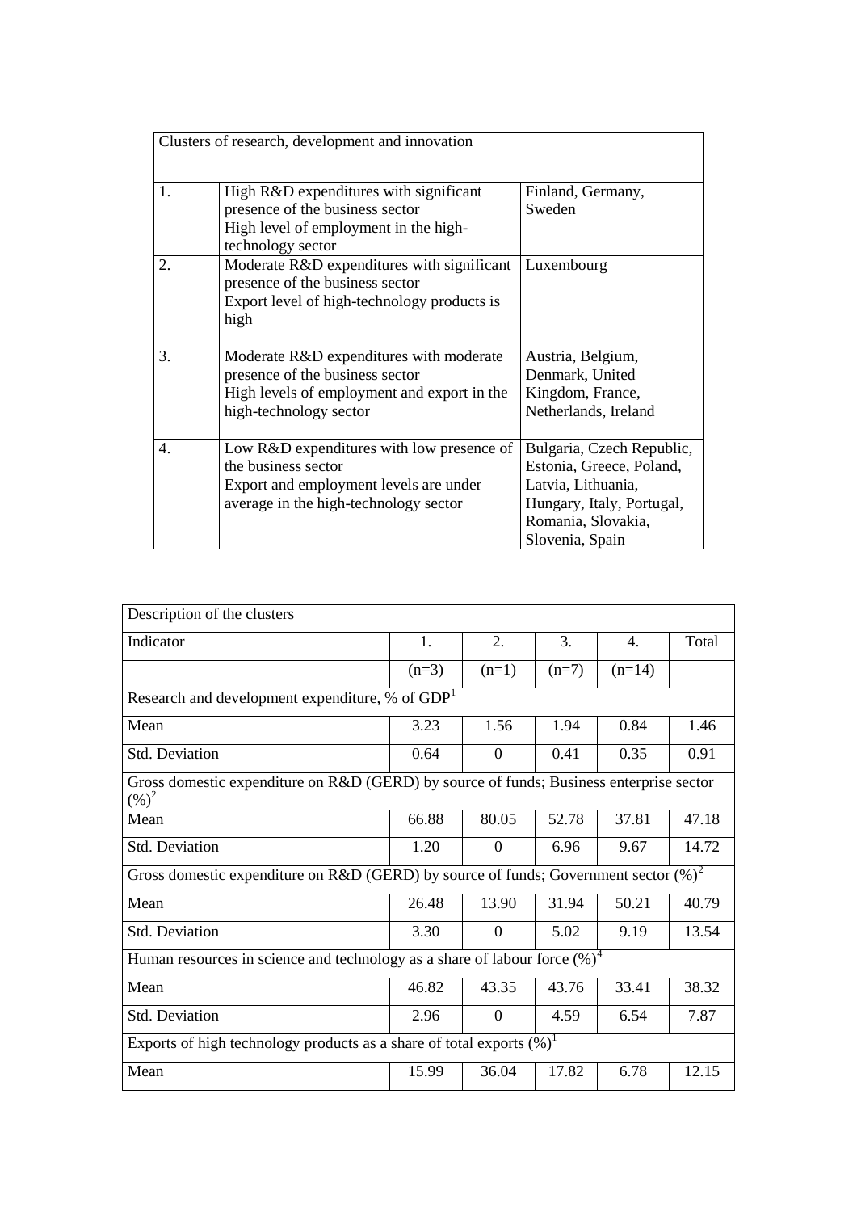| Clusters of research, development and innovation | | |
|---|---|---|
| 1. | High R&D expenditures with significant presence of the business sector<br>High level of employment in the high-technology sector | Finland, Germany, Sweden |
| 2. | Moderate R&D expenditures with significant presence of the business sector<br>Export level of high-technology products is high | Luxembourg |
| 3. | Moderate R&D expenditures with moderate presence of the business sector<br>High levels of employment and export in the high-technology sector | Austria, Belgium, Denmark, United Kingdom, France, Netherlands, Ireland |
| 4. | Low R&D expenditures with low presence of the business sector<br>Export and employment levels are under average in the high-technology sector | Bulgaria, Czech Republic, Estonia, Greece, Poland, Latvia, Lithuania, Hungary, Italy, Portugal, Romania, Slovakia, Slovenia, Spain |

| Description of the clusters | | | | | |
|---|---|---|---|---|---|
| Indicator | 1. | 2. | 3. | 4. | Total |
| | (n=3) | (n=1) | (n=7) | (n=14) | |
| Research and development expenditure, % of GDP[1] | | | | | |
| Mean | 3.23 | 1.56 | 1.94 | 0.84 | 1.46 |
| Std. Deviation | 0.64 | 0 | 0.41 | 0.35 | 0.91 |
| Gross domestic expenditure on R&D (GERD) by source of funds; Business enterprise sector (%)[2] | | | | | |
| Mean | 66.88 | 80.05 | 52.78 | 37.81 | 47.18 |
| Std. Deviation | 1.20 | 0 | 6.96 | 9.67 | 14.72 |
| Gross domestic expenditure on R&D (GERD) by source of funds; Government sector (%)[2] | | | | | |
| Mean | 26.48 | 13.90 | 31.94 | 50.21 | 40.79 |
| Std. Deviation | 3.30 | 0 | 5.02 | 9.19 | 13.54 |
| Human resources in science and technology as a share of labour force (%)[4] | | | | | |
| Mean | 46.82 | 43.35 | 43.76 | 33.41 | 38.32 |
| Std. Deviation | 2.96 | 0 | 4.59 | 6.54 | 7.87 |
| Exports of high technology products as a share of total exports (%)[1] | | | | | |
| Mean | 15.99 | 36.04 | 17.82 | 6.78 | 12.15 |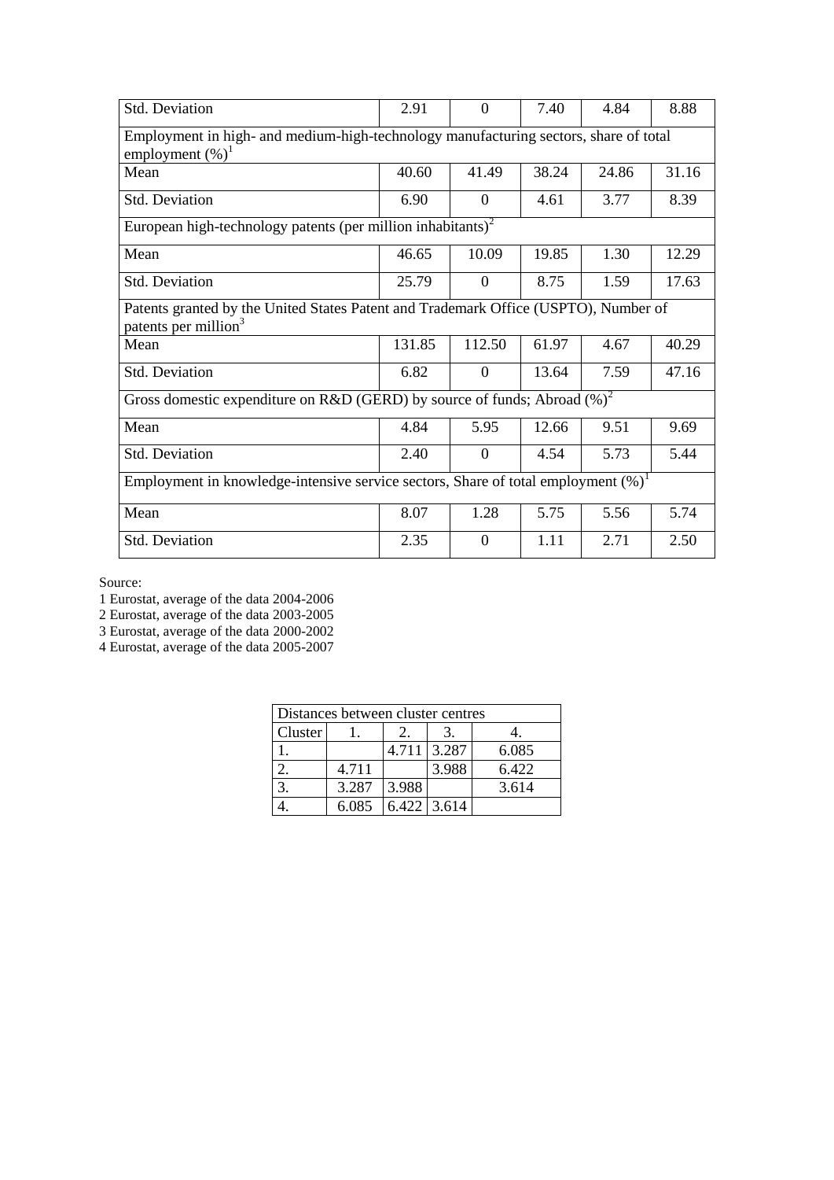| | | | | | |
|---|---|---|---|---|---|
| Std. Deviation | 2.91 | 0 | 7.40 | 4.84 | 8.88 |
| Employment in high- and medium-high-technology manufacturing sectors, share of total employment (%)[1] | | | | | |
| Mean | 40.60 | 41.49 | 38.24 | 24.86 | 31.16 |
| Std. Deviation | 6.90 | 0 | 4.61 | 3.77 | 8.39 |
| European high-technology patents (per million inhabitants)[2] | | | | | |
| Mean | 46.65 | 10.09 | 19.85 | 1.30 | 12.29 |
| Std. Deviation | 25.79 | 0 | 8.75 | 1.59 | 17.63 |
| Patents granted by the United States Patent and Trademark Office (USPTO), Number of patents per million[3] | | | | | |
| Mean | 131.85 | 112.50 | 61.97 | 4.67 | 40.29 |
| Std. Deviation | 6.82 | 0 | 13.64 | 7.59 | 47.16 |
| Gross domestic expenditure on R&D (GERD) by source of funds; Abroad (%)[2] | | | | | |
| Mean | 4.84 | 5.95 | 12.66 | 9.51 | 9.69 |
| Std. Deviation | 2.40 | 0 | 4.54 | 5.73 | 5.44 |
| Employment in knowledge-intensive service sectors, Share of total employment (%)[1] | | | | | |
| Mean | 8.07 | 1.28 | 5.75 | 5.56 | 5.74 |
| Std. Deviation | 2.35 | 0 | 1.11 | 2.71 | 2.50 |

Source:
1 Eurostat, average of the data 2004-2006
2 Eurostat, average of the data 2003-2005
3 Eurostat, average of the data 2000-2002
4 Eurostat, average of the data 2005-2007

| Distances between cluster centres | | | | |
|---|---|---|---|---|
| Cluster | 1. | 2. | 3. | 4. |
| 1. | | 4.711 | 3.287 | 6.085 |
| 2. | 4.711 | | 3.988 | 6.422 |
| 3. | 3.287 | 3.988 | | 3.614 |
| 4. | 6.085 | 6.422 | 3.614 | |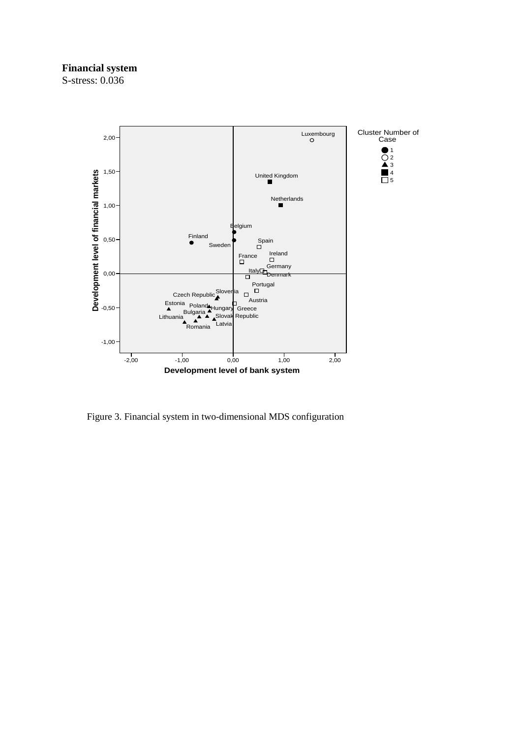**Financial system**
S-stress: 0.036

Figure 3. Financial system in two-dimensional MDS configuration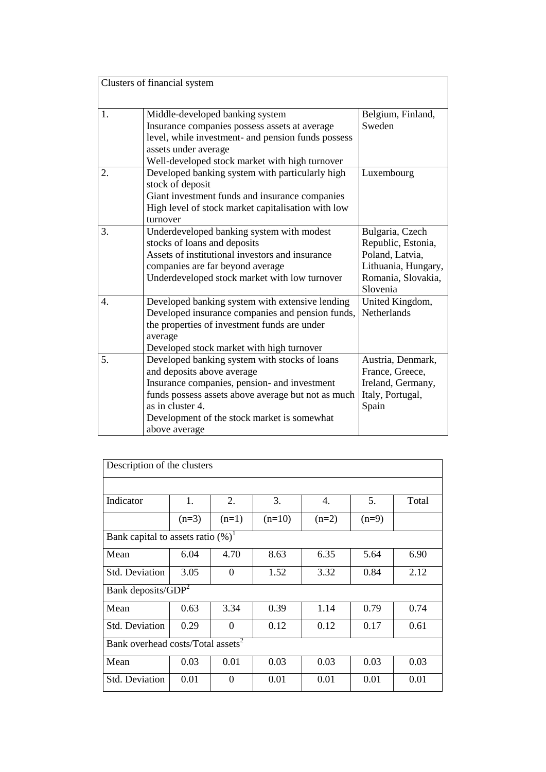| Clusters of financial system | | |
|---|---|---|
| 1. | Middle-developed banking system<br>Insurance companies possess assets at average level, while investment- and pension funds possess assets under average<br>Well-developed stock market with high turnover | Belgium, Finland, Sweden |
| 2. | Developed banking system with particularly high stock of deposit<br>Giant investment funds and insurance companies<br>High level of stock market capitalisation with low turnover | Luxembourg |
| 3. | Underdeveloped banking system with modest stocks of loans and deposits<br>Assets of institutional investors and insurance companies are far beyond average<br>Underdeveloped stock market with low turnover | Bulgaria, Czech Republic, Estonia, Poland, Latvia, Lithuania, Hungary, Romania, Slovakia, Slovenia |
| 4. | Developed banking system with extensive lending<br>Developed insurance companies and pension funds, the properties of investment funds are under average<br>Developed stock market with high turnover | United Kingdom, Netherlands |
| 5. | Developed banking system with stocks of loans and deposits above average<br>Insurance companies, pension- and investment funds possess assets above average but not as much as in cluster 4.<br>Development of the stock market is somewhat above average | Austria, Denmark, France, Greece, Ireland, Germany, Italy, Portugal, Spain |

| Description of the clusters | | | | | | |
|---|---|---|---|---|---|---|
| Indicator | 1. | 2. | 3. | 4. | 5. | Total |
| | (n=3) | (n=1) | (n=10) | (n=2) | (n=9) | |
| Bank capital to assets ratio (%)[1] | | | | | | |
| Mean | 6.04 | 4.70 | 8.63 | 6.35 | 5.64 | 6.90 |
| Std. Deviation | 3.05 | 0 | 1.52 | 3.32 | 0.84 | 2.12 |
| Bank deposits/GDP[2] | | | | | | |
| Mean | 0.63 | 3.34 | 0.39 | 1.14 | 0.79 | 0.74 |
| Std. Deviation | 0.29 | 0 | 0.12 | 0.12 | 0.17 | 0.61 |
| Bank overhead costs/Total assets[2] | | | | | | |
| Mean | 0.03 | 0.01 | 0.03 | 0.03 | 0.03 | 0.03 |
| Std. Deviation | 0.01 | 0 | 0.01 | 0.01 | 0.01 | 0.01 |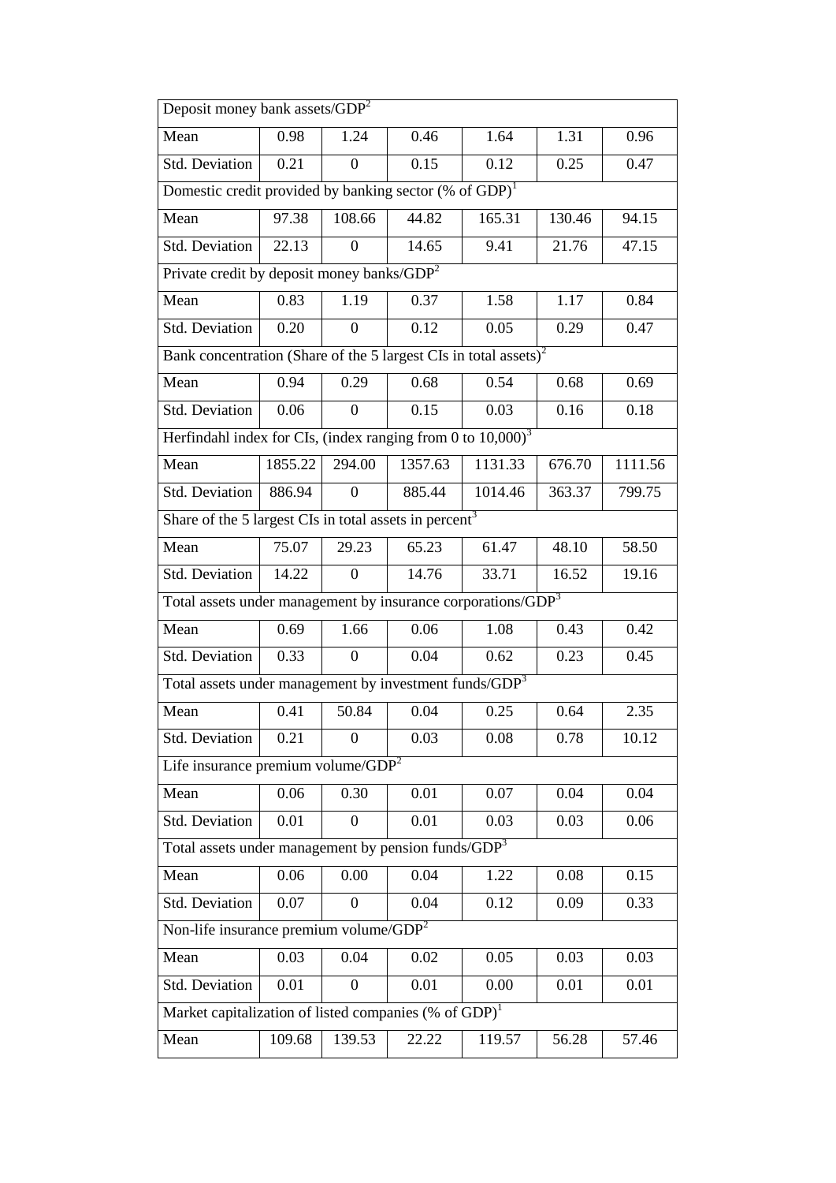| Deposit money bank assets/GDP[2] | | | | | | |
|---|---|---|---|---|---|---|
| Mean | 0.98 | 1.24 | 0.46 | 1.64 | 1.31 | 0.96 |
| Std. Deviation | 0.21 | 0 | 0.15 | 0.12 | 0.25 | 0.47 |
| Domestic credit provided by banking sector (% of GDP)[1] | | | | | | |
| Mean | 97.38 | 108.66 | 44.82 | 165.31 | 130.46 | 94.15 |
| Std. Deviation | 22.13 | 0 | 14.65 | 9.41 | 21.76 | 47.15 |
| Private credit by deposit money banks/GDP[2] | | | | | | |
| Mean | 0.83 | 1.19 | 0.37 | 1.58 | 1.17 | 0.84 |
| Std. Deviation | 0.20 | 0 | 0.12 | 0.05 | 0.29 | 0.47 |
| Bank concentration (Share of the 5 largest CIs in total assets)[2] | | | | | | |
| Mean | 0.94 | 0.29 | 0.68 | 0.54 | 0.68 | 0.69 |
| Std. Deviation | 0.06 | 0 | 0.15 | 0.03 | 0.16 | 0.18 |
| Herfindahl index for CIs, (index ranging from 0 to 10,000)[3] | | | | | | |
| Mean | 1855.22 | 294.00 | 1357.63 | 1131.33 | 676.70 | 1111.56 |
| Std. Deviation | 886.94 | 0 | 885.44 | 1014.46 | 363.37 | 799.75 |
| Share of the 5 largest CIs in total assets in percent[3] | | | | | | |
| Mean | 75.07 | 29.23 | 65.23 | 61.47 | 48.10 | 58.50 |
| Std. Deviation | 14.22 | 0 | 14.76 | 33.71 | 16.52 | 19.16 |
| Total assets under management by insurance corporations/GDP[3] | | | | | | |
| Mean | 0.69 | 1.66 | 0.06 | 1.08 | 0.43 | 0.42 |
| Std. Deviation | 0.33 | 0 | 0.04 | 0.62 | 0.23 | 0.45 |
| Total assets under management by investment funds/GDP[3] | | | | | | |
| Mean | 0.41 | 50.84 | 0.04 | 0.25 | 0.64 | 2.35 |
| Std. Deviation | 0.21 | 0 | 0.03 | 0.08 | 0.78 | 10.12 |
| Life insurance premium volume/GDP[2] | | | | | | |
| Mean | 0.06 | 0.30 | 0.01 | 0.07 | 0.04 | 0.04 |
| Std. Deviation | 0.01 | 0 | 0.01 | 0.03 | 0.03 | 0.06 |
| Total assets under management by pension funds/GDP[3] | | | | | | |
| Mean | 0.06 | 0.00 | 0.04 | 1.22 | 0.08 | 0.15 |
| Std. Deviation | 0.07 | 0 | 0.04 | 0.12 | 0.09 | 0.33 |
| Non-life insurance premium volume/GDP[2] | | | | | | |
| Mean | 0.03 | 0.04 | 0.02 | 0.05 | 0.03 | 0.03 |
| Std. Deviation | 0.01 | 0 | 0.01 | 0.00 | 0.01 | 0.01 |
| Market capitalization of listed companies (% of GDP)[1] | | | | | | |
| Mean | 109.68 | 139.53 | 22.22 | 119.57 | 56.28 | 57.46 |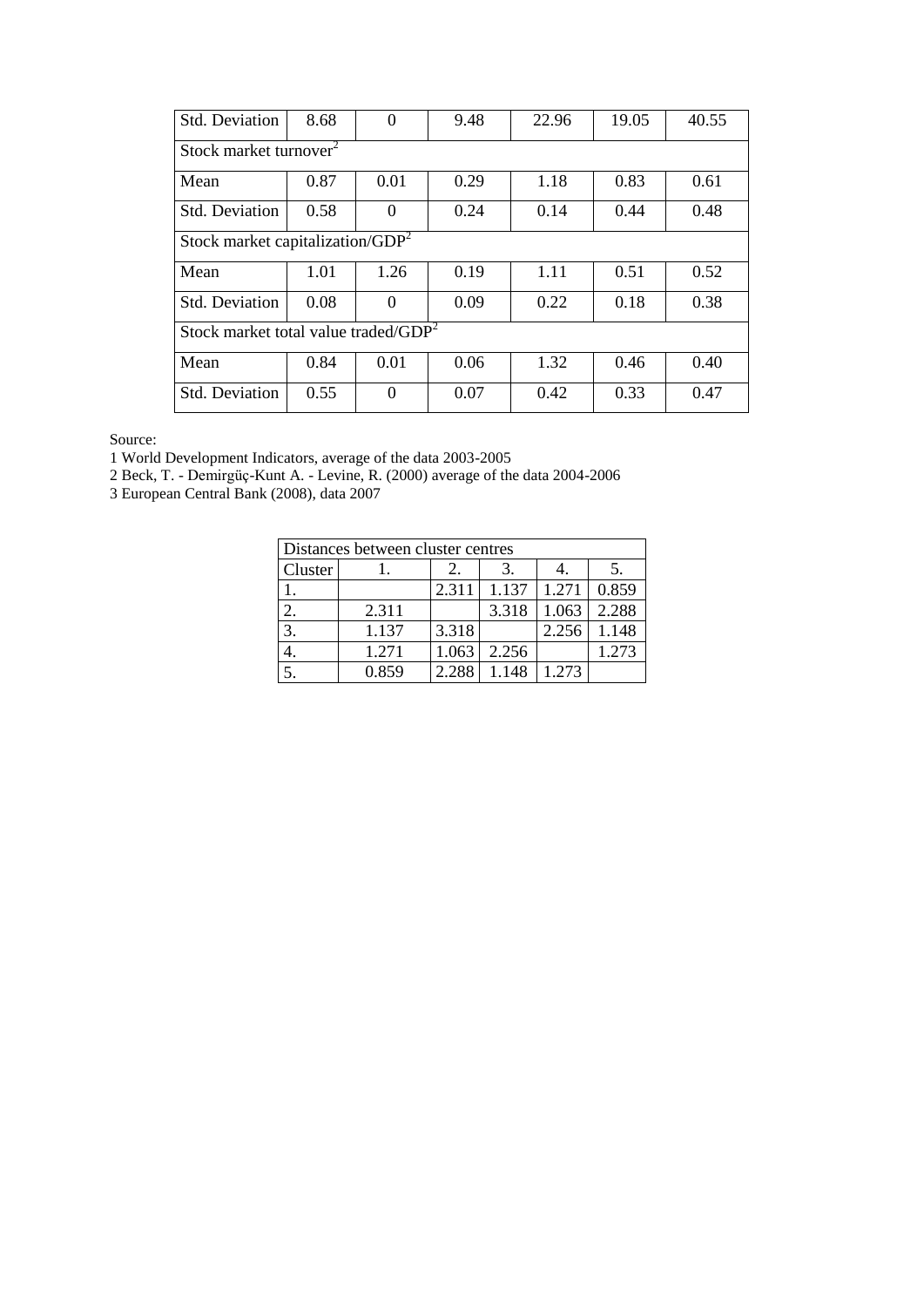| Std. Deviation | 8.68 | 0 | 9.48 | 22.96 | 19.05 | 40.55 |
|---|---|---|---|---|---|---|
| Stock market turnover[2] | | | | | | |
| Mean | 0.87 | 0.01 | 0.29 | 1.18 | 0.83 | 0.61 |
| Std. Deviation | 0.58 | 0 | 0.24 | 0.14 | 0.44 | 0.48 |
| Stock market capitalization/GDP[2] | | | | | | |
| Mean | 1.01 | 1.26 | 0.19 | 1.11 | 0.51 | 0.52 |
| Std. Deviation | 0.08 | 0 | 0.09 | 0.22 | 0.18 | 0.38 |
| Stock market total value traded/GDP[2] | | | | | | |
| Mean | 0.84 | 0.01 | 0.06 | 1.32 | 0.46 | 0.40 |
| Std. Deviation | 0.55 | 0 | 0.07 | 0.42 | 0.33 | 0.47 |

Source:

1 World Development Indicators, average of the data 2003-2005

2 Beck, T. - Demirgüç-Kunt A. - Levine, R. (2000) average of the data 2004-2006

3 European Central Bank (2008), data 2007

| Distances between cluster centres | | | | | |
|---|---|---|---|---|---|
| Cluster | 1. | 2. | 3. | 4. | 5. |
| 1. | | 2.311 | 1.137 | 1.271 | 0.859 |
| 2. | 2.311 | | 3.318 | 1.063 | 2.288 |
| 3. | 1.137 | 3.318 | | 2.256 | 1.148 |
| 4. | 1.271 | 1.063 | 2.256 | | 1.273 |
| 5. | 0.859 | 2.288 | 1.148 | 1.273 | |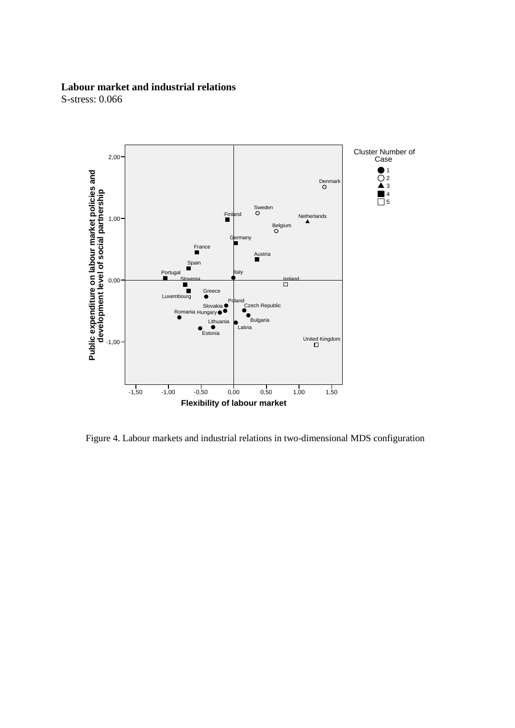**Labour market and industrial relations**
S-stress: 0.066

Figure 4. Labour markets and industrial relations in two-dimensional MDS configuration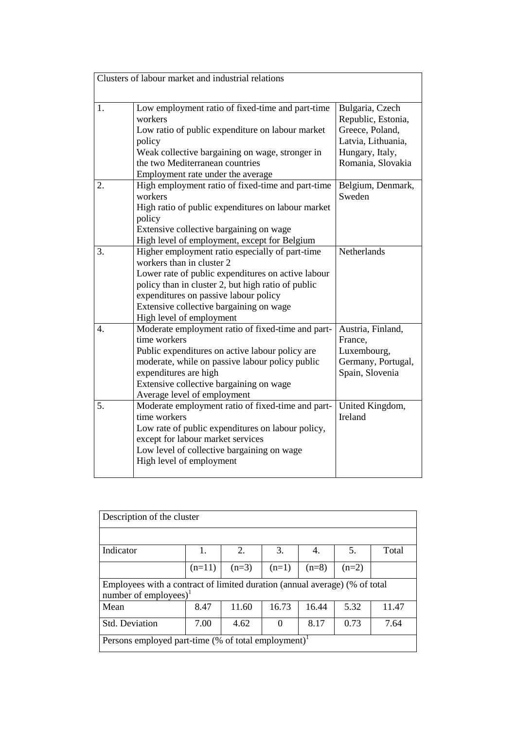| Clusters of labour market and industrial relations | | |
|---|---|---|
| 1. | Low employment ratio of fixed-time and part-time workers<br>Low ratio of public expenditure on labour market policy<br>Weak collective bargaining on wage, stronger in the two Mediterranean countries<br>Employment rate under the average | Bulgaria, Czech Republic, Estonia, Greece, Poland, Latvia, Lithuania, Hungary, Italy, Romania, Slovakia |
| 2. | High employment ratio of fixed-time and part-time workers<br>High ratio of public expenditures on labour market policy<br>Extensive collective bargaining on wage<br>High level of employment, except for Belgium | Belgium, Denmark, Sweden |
| 3. | Higher employment ratio especially of part-time workers than in cluster 2<br>Lower rate of public expenditures on active labour policy than in cluster 2, but high ratio of public expenditures on passive labour policy<br>Extensive collective bargaining on wage<br>High level of employment | Netherlands |
| 4. | Moderate employment ratio of fixed-time and part-time workers<br>Public expenditures on active labour policy are moderate, while on passive labour policy public expenditures are high<br>Extensive collective bargaining on wage<br>Average level of employment | Austria, Finland, France, Luxembourg, Germany, Portugal, Spain, Slovenia |
| 5. | Moderate employment ratio of fixed-time and part-time workers<br>Low rate of public expenditures on labour policy, except for labour market services<br>Low level of collective bargaining on wage<br>High level of employment | United Kingdom, Ireland |

| Description of the cluster | | | | | | |
|---|---|---|---|---|---|---|
| Indicator | 1. | 2. | 3. | 4. | 5. | Total |
| | (n=11) | (n=3) | (n=1) | (n=8) | (n=2) | |
| Employees with a contract of limited duration (annual average) (% of total number of employees)[1] | | | | | | |
| Mean | 8.47 | 11.60 | 16.73 | 16.44 | 5.32 | 11.47 |
| Std. Deviation | 7.00 | 4.62 | 0 | 8.17 | 0.73 | 7.64 |
| Persons employed part-time (% of total employment)[1] | | | | | | |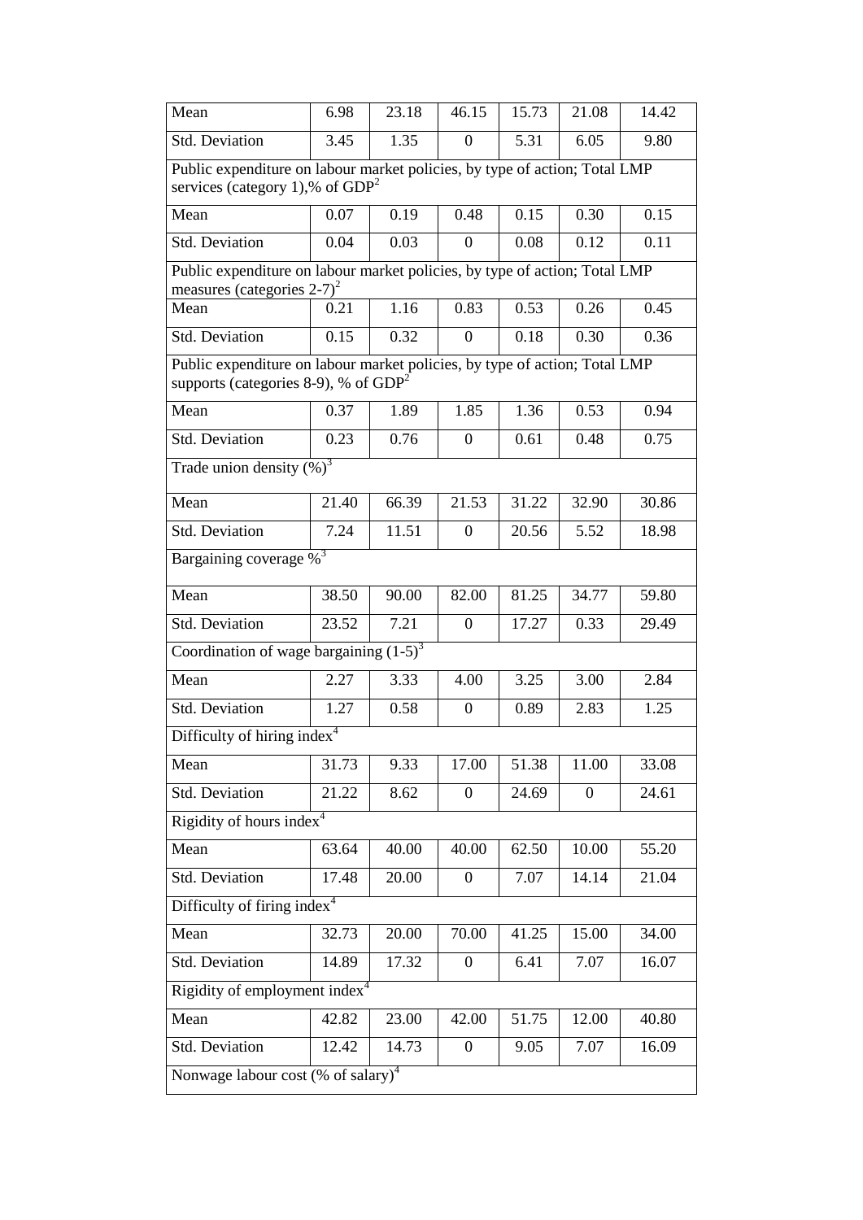| | | | | | | |
|---|---|---|---|---|---|---|
| Mean | 6.98 | 23.18 | 46.15 | 15.73 | 21.08 | 14.42 |
| Std. Deviation | 3.45 | 1.35 | 0 | 5.31 | 6.05 | 9.80 |
| Public expenditure on labour market policies, by type of action; Total LMP services (category 1),% of GDP[2] | | | | | | |
| Mean | 0.07 | 0.19 | 0.48 | 0.15 | 0.30 | 0.15 |
| Std. Deviation | 0.04 | 0.03 | 0 | 0.08 | 0.12 | 0.11 |
| Public expenditure on labour market policies, by type of action; Total LMP measures (categories 2-7)[2] | | | | | | |
| Mean | 0.21 | 1.16 | 0.83 | 0.53 | 0.26 | 0.45 |
| Std. Deviation | 0.15 | 0.32 | 0 | 0.18 | 0.30 | 0.36 |
| Public expenditure on labour market policies, by type of action; Total LMP supports (categories 8-9), % of GDP[2] | | | | | | |
| Mean | 0.37 | 1.89 | 1.85 | 1.36 | 0.53 | 0.94 |
| Std. Deviation | 0.23 | 0.76 | 0 | 0.61 | 0.48 | 0.75 |
| Trade union density (%)[3] | | | | | | |
| Mean | 21.40 | 66.39 | 21.53 | 31.22 | 32.90 | 30.86 |
| Std. Deviation | 7.24 | 11.51 | 0 | 20.56 | 5.52 | 18.98 |
| Bargaining coverage %[3] | | | | | | |
| Mean | 38.50 | 90.00 | 82.00 | 81.25 | 34.77 | 59.80 |
| Std. Deviation | 23.52 | 7.21 | 0 | 17.27 | 0.33 | 29.49 |
| Coordination of wage bargaining (1-5)[3] | | | | | | |
| Mean | 2.27 | 3.33 | 4.00 | 3.25 | 3.00 | 2.84 |
| Std. Deviation | 1.27 | 0.58 | 0 | 0.89 | 2.83 | 1.25 |
| Difficulty of hiring index[4] | | | | | | |
| Mean | 31.73 | 9.33 | 17.00 | 51.38 | 11.00 | 33.08 |
| Std. Deviation | 21.22 | 8.62 | 0 | 24.69 | 0 | 24.61 |
| Rigidity of hours index[4] | | | | | | |
| Mean | 63.64 | 40.00 | 40.00 | 62.50 | 10.00 | 55.20 |
| Std. Deviation | 17.48 | 20.00 | 0 | 7.07 | 14.14 | 21.04 |
| Difficulty of firing index[4] | | | | | | |
| Mean | 32.73 | 20.00 | 70.00 | 41.25 | 15.00 | 34.00 |
| Std. Deviation | 14.89 | 17.32 | 0 | 6.41 | 7.07 | 16.07 |
| Rigidity of employment index[4] | | | | | | |
| Mean | 42.82 | 23.00 | 42.00 | 51.75 | 12.00 | 40.80 |
| Std. Deviation | 12.42 | 14.73 | 0 | 9.05 | 7.07 | 16.09 |
| Nonwage labour cost (% of salary)[4] | | | | | | |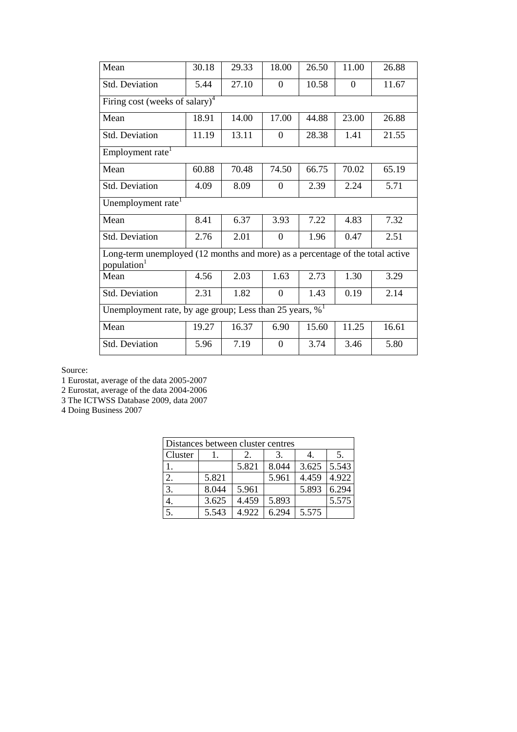| | | | | | | |
|---|---|---|---|---|---|---|
| Mean | 30.18 | 29.33 | 18.00 | 26.50 | 11.00 | 26.88 |
| Std. Deviation | 5.44 | 27.10 | 0 | 10.58 | 0 | 11.67 |
| Firing cost (weeks of salary)[4] | | | | | | |
| Mean | 18.91 | 14.00 | 17.00 | 44.88 | 23.00 | 26.88 |
| Std. Deviation | 11.19 | 13.11 | 0 | 28.38 | 1.41 | 21.55 |
| Employment rate[1] | | | | | | |
| Mean | 60.88 | 70.48 | 74.50 | 66.75 | 70.02 | 65.19 |
| Std. Deviation | 4.09 | 8.09 | 0 | 2.39 | 2.24 | 5.71 |
| Unemployment rate[1] | | | | | | |
| Mean | 8.41 | 6.37 | 3.93 | 7.22 | 4.83 | 7.32 |
| Std. Deviation | 2.76 | 2.01 | 0 | 1.96 | 0.47 | 2.51 |
| Long-term unemployed (12 months and more) as a percentage of the total active population[1] | | | | | | |
| Mean | 4.56 | 2.03 | 1.63 | 2.73 | 1.30 | 3.29 |
| Std. Deviation | 2.31 | 1.82 | 0 | 1.43 | 0.19 | 2.14 |
| Unemployment rate, by age group; Less than 25 years, %[1] | | | | | | |
| Mean | 19.27 | 16.37 | 6.90 | 15.60 | 11.25 | 16.61 |
| Std. Deviation | 5.96 | 7.19 | 0 | 3.74 | 3.46 | 5.80 |

Source:
1 Eurostat, average of the data 2005-2007
2 Eurostat, average of the data 2004-2006
3 The ICTWSS Database 2009, data 2007
4 Doing Business 2007

| Distances between cluster centres | | | | | |
|---|---|---|---|---|---|
| Cluster | 1. | 2. | 3. | 4. | 5. |
| 1. | | 5.821 | 8.044 | 3.625 | 5.543 |
| 2. | 5.821 | | 5.961 | 4.459 | 4.922 |
| 3. | 8.044 | 5.961 | | 5.893 | 6.294 |
| 4. | 3.625 | 4.459 | 5.893 | | 5.575 |
| 5. | 5.543 | 4.922 | 6.294 | 5.575 | |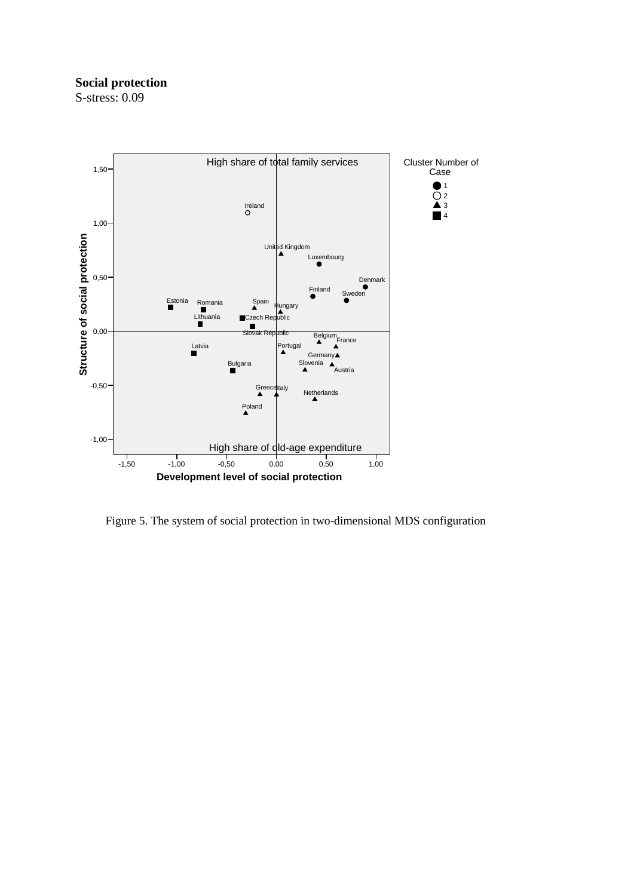**Social protection**
S-stress: 0.09

Figure 5. The system of social protection in two-dimensional MDS configuration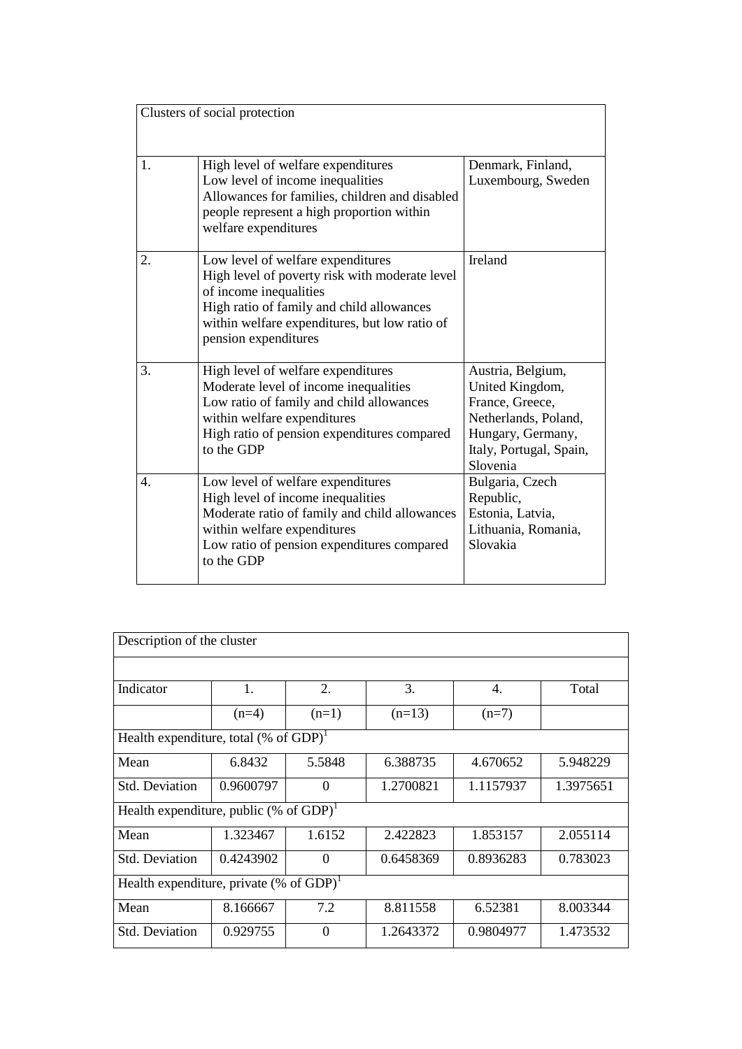| Clusters of social protection | | |
|---|---|---|
| 1. | High level of welfare expenditures<br>Low level of income inequalities<br>Allowances for families, children and disabled people represent a high proportion within welfare expenditures | Denmark, Finland, Luxembourg, Sweden |
| 2. | Low level of welfare expenditures<br>High level of poverty risk with moderate level of income inequalities<br>High ratio of family and child allowances within welfare expenditures, but low ratio of pension expenditures | Ireland |
| 3. | High level of welfare expenditures<br>Moderate level of income inequalities<br>Low ratio of family and child allowances within welfare expenditures<br>High ratio of pension expenditures compared to the GDP | Austria, Belgium, United Kingdom, France, Greece, Netherlands, Poland, Hungary, Germany, Italy, Portugal, Spain, Slovenia |
| 4. | Low level of welfare expenditures<br>High level of income inequalities<br>Moderate ratio of family and child allowances within welfare expenditures<br>Low ratio of pension expenditures compared to the GDP | Bulgaria, Czech Republic, Estonia, Latvia, Lithuania, Romania, Slovakia |

| Description of the cluster | | | | | |
|---|---|---|---|---|---|
| Indicator | 1. | 2. | 3. | 4. | Total |
| | (n=4) | (n=1) | (n=13) | (n=7) | |
| Health expenditure, total (% of GDP)[1] | | | | | |
| Mean | 6.8432 | 5.5848 | 6.388735 | 4.670652 | 5.948229 |
| Std. Deviation | 0.9600797 | 0 | 1.2700821 | 1.1157937 | 1.3975651 |
| Health expenditure, public (% of GDP)[1] | | | | | |
| Mean | 1.323467 | 1.6152 | 2.422823 | 1.853157 | 2.055114 |
| Std. Deviation | 0.4243902 | 0 | 0.6458369 | 0.8936283 | 0.783023 |
| Health expenditure, private (% of GDP)[1] | | | | | |
| Mean | 8.166667 | 7.2 | 8.811558 | 6.52381 | 8.003344 |
| Std. Deviation | 0.929755 | 0 | 1.2643372 | 0.9804977 | 1.473532 |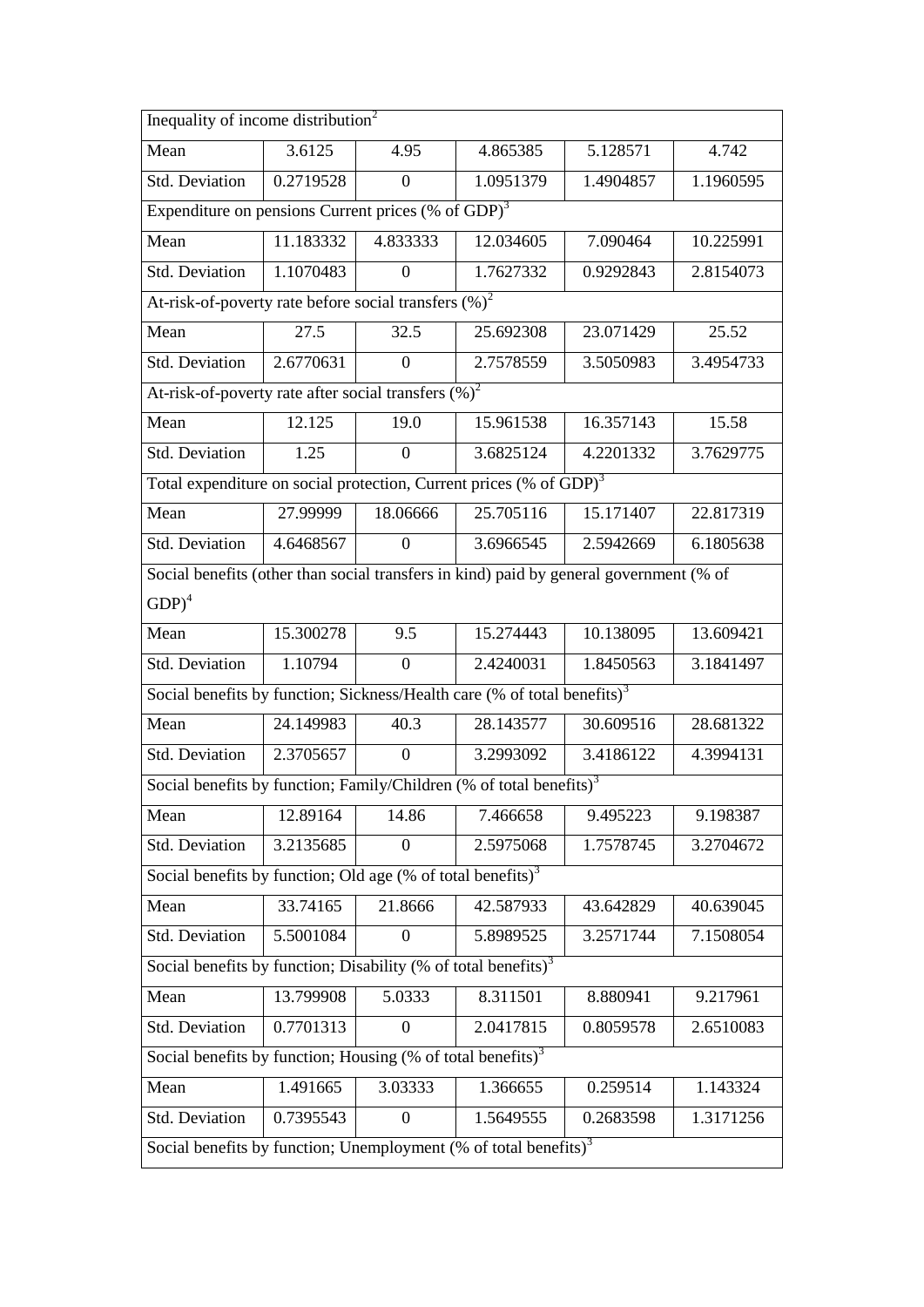| Inequality of income distribution[2] | | | | | |
|---|---|---|---|---|---|
| Mean | 3.6125 | 4.95 | 4.865385 | 5.128571 | 4.742 |
| Std. Deviation | 0.2719528 | 0 | 1.0951379 | 1.4904857 | 1.1960595 |
| Expenditure on pensions Current prices (% of GDP)[3] | | | | | |
| Mean | 11.183332 | 4.833333 | 12.034605 | 7.090464 | 10.225991 |
| Std. Deviation | 1.1070483 | 0 | 1.7627332 | 0.9292843 | 2.8154073 |
| At-risk-of-poverty rate before social transfers (%)[2] | | | | | |
| Mean | 27.5 | 32.5 | 25.692308 | 23.071429 | 25.52 |
| Std. Deviation | 2.6770631 | 0 | 2.7578559 | 3.5050983 | 3.4954733 |
| At-risk-of-poverty rate after social transfers (%)[2] | | | | | |
| Mean | 12.125 | 19.0 | 15.961538 | 16.357143 | 15.58 |
| Std. Deviation | 1.25 | 0 | 3.6825124 | 4.2201332 | 3.7629775 |
| Total expenditure on social protection, Current prices (% of GDP)[3] | | | | | |
| Mean | 27.99999 | 18.06666 | 25.705116 | 15.171407 | 22.817319 |
| Std. Deviation | 4.6468567 | 0 | 3.6966545 | 2.5942669 | 6.1805638 |
| Social benefits (other than social transfers in kind) paid by general government (% of GDP)[4] | | | | | |
| Mean | 15.300278 | 9.5 | 15.274443 | 10.138095 | 13.609421 |
| Std. Deviation | 1.10794 | 0 | 2.4240031 | 1.8450563 | 3.1841497 |
| Social benefits by function; Sickness/Health care (% of total benefits)[3] | | | | | |
| Mean | 24.149983 | 40.3 | 28.143577 | 30.609516 | 28.681322 |
| Std. Deviation | 2.3705657 | 0 | 3.2993092 | 3.4186122 | 4.3994131 |
| Social benefits by function; Family/Children (% of total benefits)[3] | | | | | |
| Mean | 12.89164 | 14.86 | 7.466658 | 9.495223 | 9.198387 |
| Std. Deviation | 3.2135685 | 0 | 2.5975068 | 1.7578745 | 3.2704672 |
| Social benefits by function; Old age (% of total benefits)[3] | | | | | |
| Mean | 33.74165 | 21.8666 | 42.587933 | 43.642829 | 40.639045 |
| Std. Deviation | 5.5001084 | 0 | 5.8989525 | 3.2571744 | 7.1508054 |
| Social benefits by function; Disability (% of total benefits)[3] | | | | | |
| Mean | 13.799908 | 5.0333 | 8.311501 | 8.880941 | 9.217961 |
| Std. Deviation | 0.7701313 | 0 | 2.0417815 | 0.8059578 | 2.6510083 |
| Social benefits by function; Housing (% of total benefits)[3] | | | | | |
| Mean | 1.491665 | 3.03333 | 1.366655 | 0.259514 | 1.143324 |
| Std. Deviation | 0.7395543 | 0 | 1.5649555 | 0.2683598 | 1.3171256 |
| Social benefits by function; Unemployment (% of total benefits)[3] | | | | | |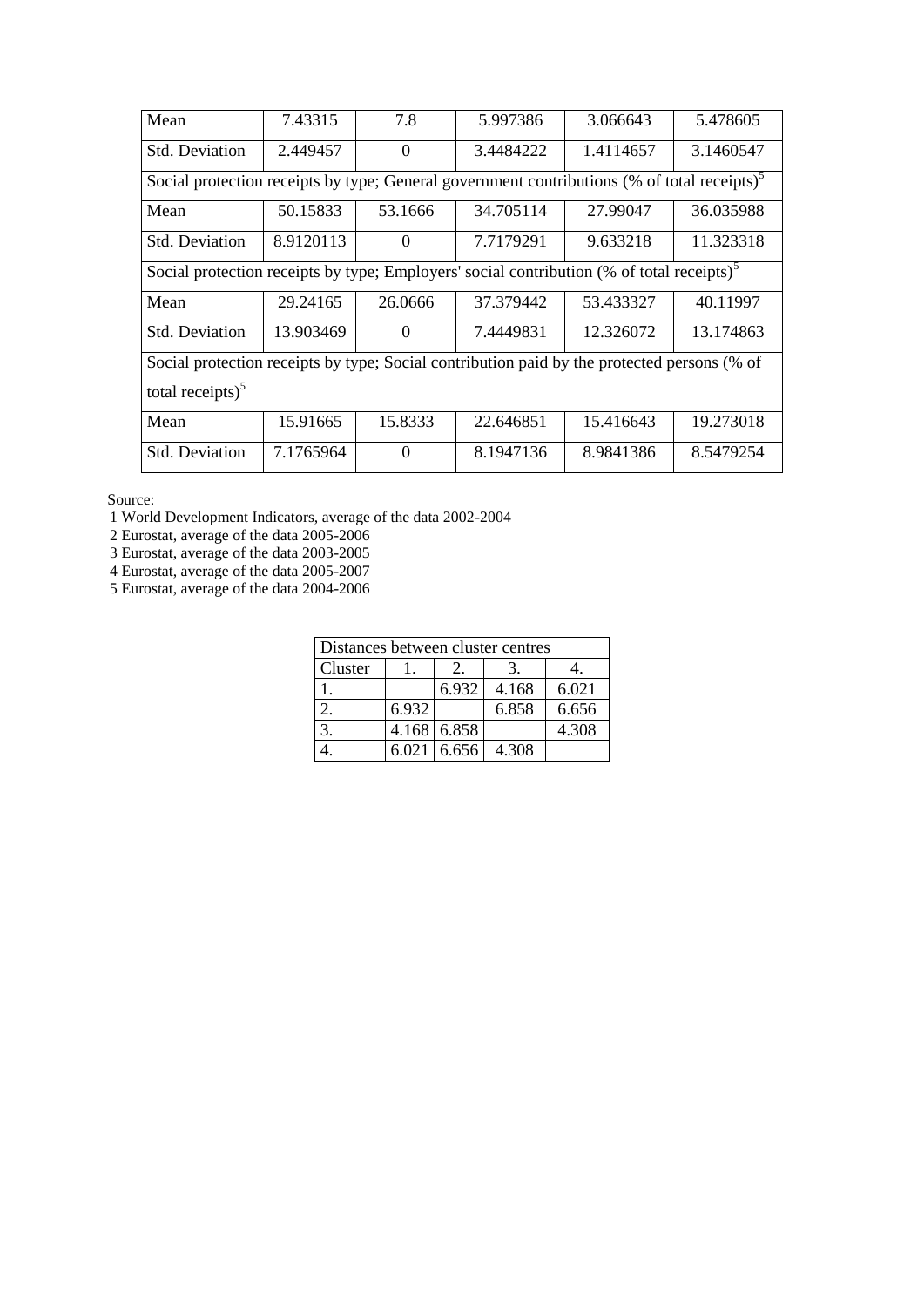| Mean | 7.43315 | 7.8 | 5.997386 | 3.066643 | 5.478605 |
|---|---|---|---|---|---|
| Std. Deviation | 2.449457 | 0 | 3.4484222 | 1.4114657 | 3.1460547 |
| Social protection receipts by type; General government contributions (% of total receipts)[5] | | | | | |
| Mean | 50.15833 | 53.1666 | 34.705114 | 27.99047 | 36.035988 |
| Std. Deviation | 8.9120113 | 0 | 7.7179291 | 9.633218 | 11.323318 |
| Social protection receipts by type; Employers' social contribution (% of total receipts)[5] | | | | | |
| Mean | 29.24165 | 26.0666 | 37.379442 | 53.433327 | 40.11997 |
| Std. Deviation | 13.903469 | 0 | 7.4449831 | 12.326072 | 13.174863 |
| Social protection receipts by type; Social contribution paid by the protected persons (% of total receipts)[5] | | | | | |
| Mean | 15.91665 | 15.8333 | 22.646851 | 15.416643 | 19.273018 |
| Std. Deviation | 7.1765964 | 0 | 8.1947136 | 8.9841386 | 8.5479254 |

Source:

1 World Development Indicators, average of the data 2002-2004

2 Eurostat, average of the data 2005-2006

3 Eurostat, average of the data 2003-2005

4 Eurostat, average of the data 2005-2007

5 Eurostat, average of the data 2004-2006

| Distances between cluster centres | | | | |
|---|---|---|---|---|
| Cluster | 1. | 2. | 3. | 4. |
| 1. | | 6.932 | 4.168 | 6.021 |
| 2. | 6.932 | | 6.858 | 6.656 |
| 3. | 4.168 | 6.858 | | 4.308 |
| 4. | 6.021 | 6.656 | 4.308 | |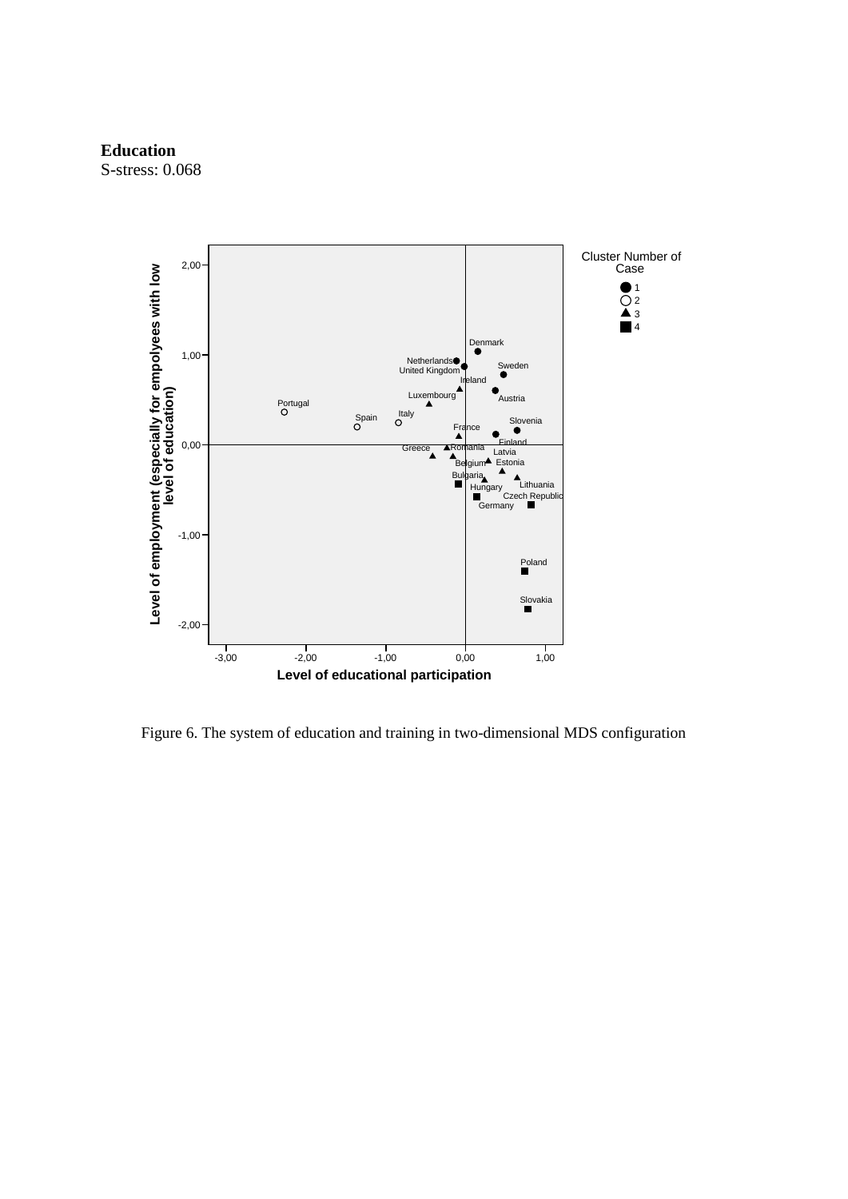**Education**
S-stress: 0.068

Figure 6. The system of education and training in two-dimensional MDS configuration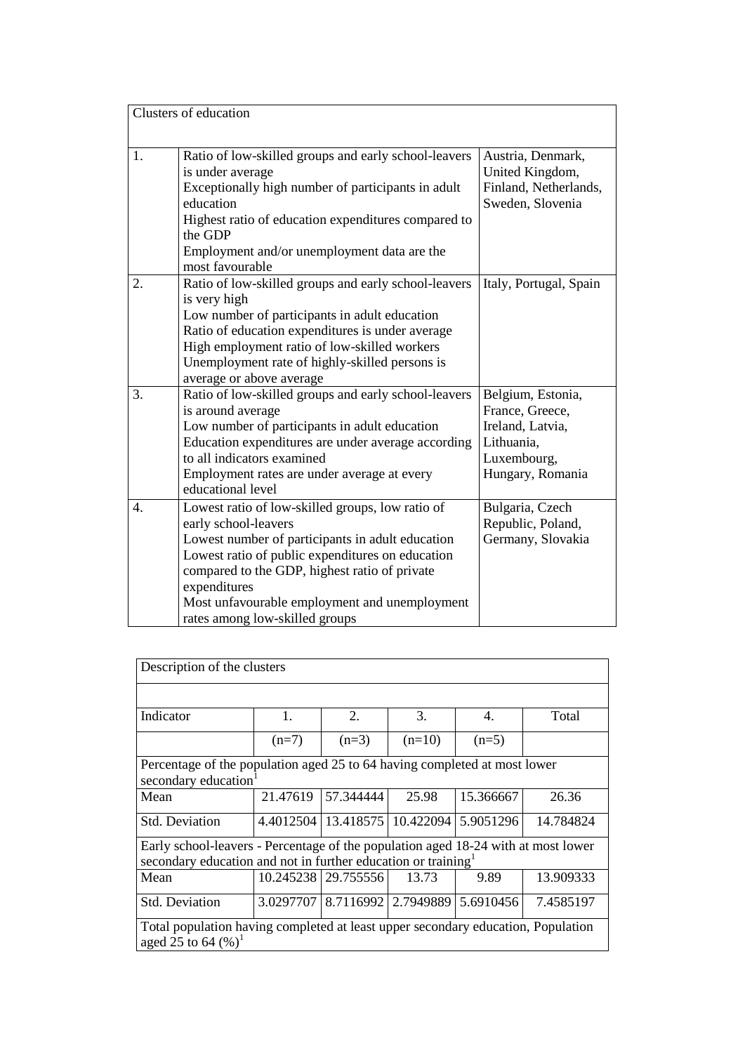| Clusters of education | | |
|---|---|---|
| 1. | Ratio of low-skilled groups and early school-leavers is under average<br>Exceptionally high number of participants in adult education<br>Highest ratio of education expenditures compared to the GDP<br>Employment and/or unemployment data are the most favourable | Austria, Denmark, United Kingdom, Finland, Netherlands, Sweden, Slovenia |
| 2. | Ratio of low-skilled groups and early school-leavers is very high<br>Low number of participants in adult education<br>Ratio of education expenditures is under average<br>High employment ratio of low-skilled workers<br>Unemployment rate of highly-skilled persons is average or above average | Italy, Portugal, Spain |
| 3. | Ratio of low-skilled groups and early school-leavers is around average<br>Low number of participants in adult education<br>Education expenditures are under average according to all indicators examined<br>Employment rates are under average at every educational level | Belgium, Estonia, France, Greece, Ireland, Latvia, Lithuania, Luxembourg, Hungary, Romania |
| 4. | Lowest ratio of low-skilled groups, low ratio of early school-leavers<br>Lowest number of participants in adult education<br>Lowest ratio of public expenditures on education compared to the GDP, highest ratio of private expenditures<br>Most unfavourable employment and unemployment rates among low-skilled groups | Bulgaria, Czech Republic, Poland, Germany, Slovakia |

| Description of the clusters | | | | | |
|---|---|---|---|---|---|
| Indicator | 1. | 2. | 3. | 4. | Total |
| | (n=7) | (n=3) | (n=10) | (n=5) | |
| Percentage of the population aged 25 to 64 having completed at most lower secondary education[1] | | | | | |
| Mean | 21.47619 | 57.344444 | 25.98 | 15.366667 | 26.36 |
| Std. Deviation | 4.4012504 | 13.418575 | 10.422094 | 5.9051296 | 14.784824 |
| Early school-leavers - Percentage of the population aged 18-24 with at most lower secondary education and not in further education or training[1] | | | | | |
| Mean | 10.245238 | 29.755556 | 13.73 | 9.89 | 13.909333 |
| Std. Deviation | 3.0297707 | 8.7116992 | 2.7949889 | 5.6910456 | 7.4585197 |
| Total population having completed at least upper secondary education, Population aged 25 to 64 (%)[1] | | | | | |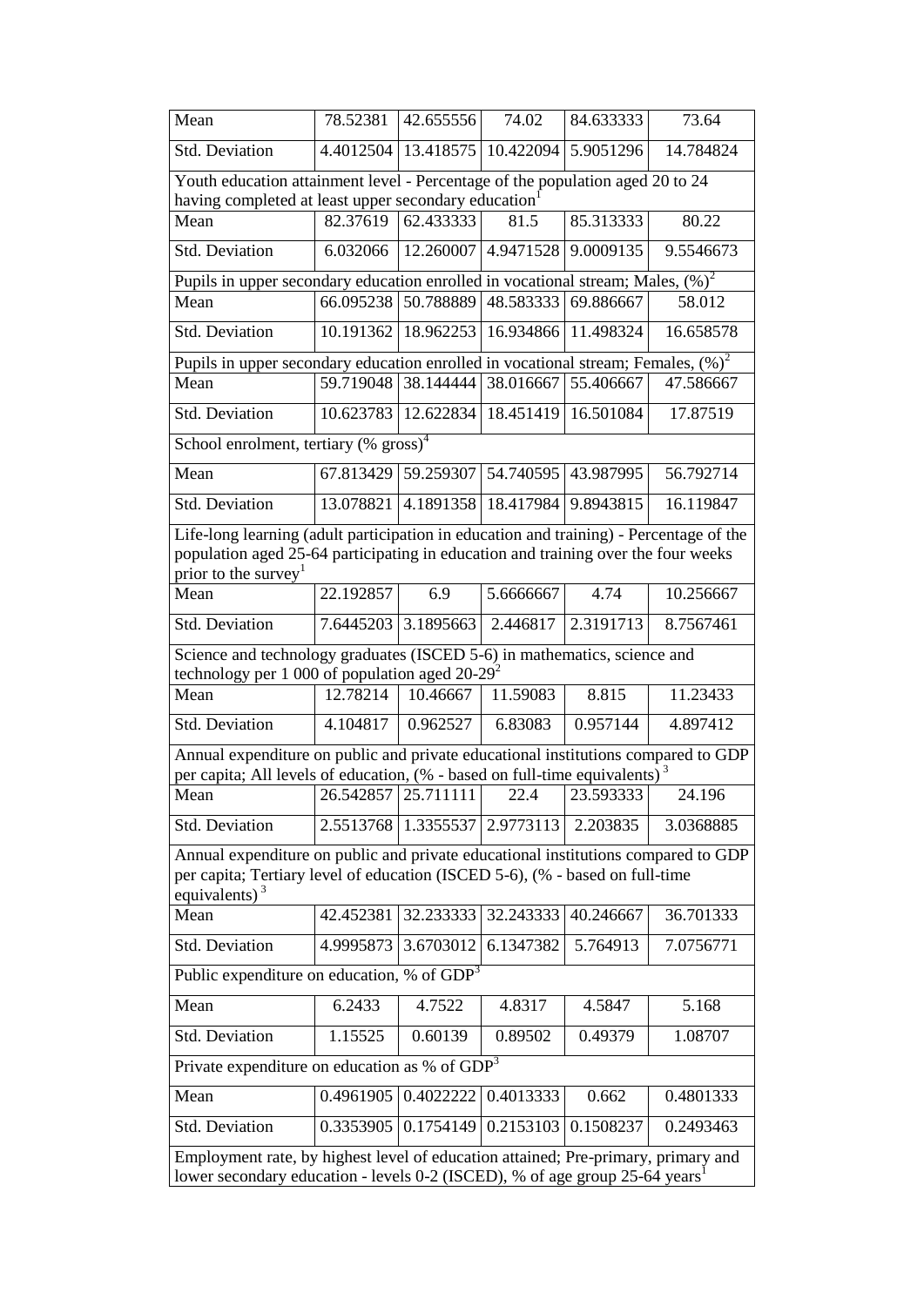| | | | | | |
|---|---|---|---|---|---|
| Mean | 78.52381 | 42.655556 | 74.02 | 84.633333 | 73.64 |
| Std. Deviation | 4.4012504 | 13.418575 | 10.422094 | 5.9051296 | 14.784824 |
| Youth education attainment level - Percentage of the population aged 20 to 24 having completed at least upper secondary education[1] | | | | | |
| Mean | 82.37619 | 62.433333 | 81.5 | 85.313333 | 80.22 |
| Std. Deviation | 6.032066 | 12.260007 | 4.9471528 | 9.0009135 | 9.5546673 |
| Pupils in upper secondary education enrolled in vocational stream; Males, (%)[2] | | | | | |
| Mean | 66.095238 | 50.788889 | 48.583333 | 69.886667 | 58.012 |
| Std. Deviation | 10.191362 | 18.962253 | 16.934866 | 11.498324 | 16.658578 |
| Pupils in upper secondary education enrolled in vocational stream; Females, (%)[2] | | | | | |
| Mean | 59.719048 | 38.144444 | 38.016667 | 55.406667 | 47.586667 |
| Std. Deviation | 10.623783 | 12.622834 | 18.451419 | 16.501084 | 17.87519 |
| School enrolment, tertiary (% gross)[4] | | | | | |
| Mean | 67.813429 | 59.259307 | 54.740595 | 43.987995 | 56.792714 |
| Std. Deviation | 13.078821 | 4.1891358 | 18.417984 | 9.8943815 | 16.119847 |
| Life-long learning (adult participation in education and training) - Percentage of the population aged 25-64 participating in education and training over the four weeks prior to the survey[1] | | | | | |
| Mean | 22.192857 | 6.9 | 5.6666667 | 4.74 | 10.256667 |
| Std. Deviation | 7.6445203 | 3.1895663 | 2.446817 | 2.3191713 | 8.7567461 |
| Science and technology graduates (ISCED 5-6) in mathematics, science and technology per 1 000 of population aged 20-29[2] | | | | | |
| Mean | 12.78214 | 10.46667 | 11.59083 | 8.815 | 11.23433 |
| Std. Deviation | 4.104817 | 0.962527 | 6.83083 | 0.957144 | 4.897412 |
| Annual expenditure on public and private educational institutions compared to GDP per capita; All levels of education, (% - based on full-time equivalents)[3] | | | | | |
| Mean | 26.542857 | 25.711111 | 22.4 | 23.593333 | 24.196 |
| Std. Deviation | 2.5513768 | 1.3355537 | 2.9773113 | 2.203835 | 3.0368885 |
| Annual expenditure on public and private educational institutions compared to GDP per capita; Tertiary level of education (ISCED 5-6), (% - based on full-time equivalents)[3] | | | | | |
| Mean | 42.452381 | 32.233333 | 32.243333 | 40.246667 | 36.701333 |
| Std. Deviation | 4.9995873 | 3.6703012 | 6.1347382 | 5.764913 | 7.0756771 |
| Public expenditure on education, % of GDP[3] | | | | | |
| Mean | 6.2433 | 4.7522 | 4.8317 | 4.5847 | 5.168 |
| Std. Deviation | 1.15525 | 0.60139 | 0.89502 | 0.49379 | 1.08707 |
| Private expenditure on education as % of GDP[3] | | | | | |
| Mean | 0.4961905 | 0.4022222 | 0.4013333 | 0.662 | 0.4801333 |
| Std. Deviation | 0.3353905 | 0.1754149 | 0.2153103 | 0.1508237 | 0.2493463 |
| Employment rate, by highest level of education attained; Pre-primary, primary and lower secondary education - levels 0-2 (ISCED), % of age group 25-64 years[1] | | | | | |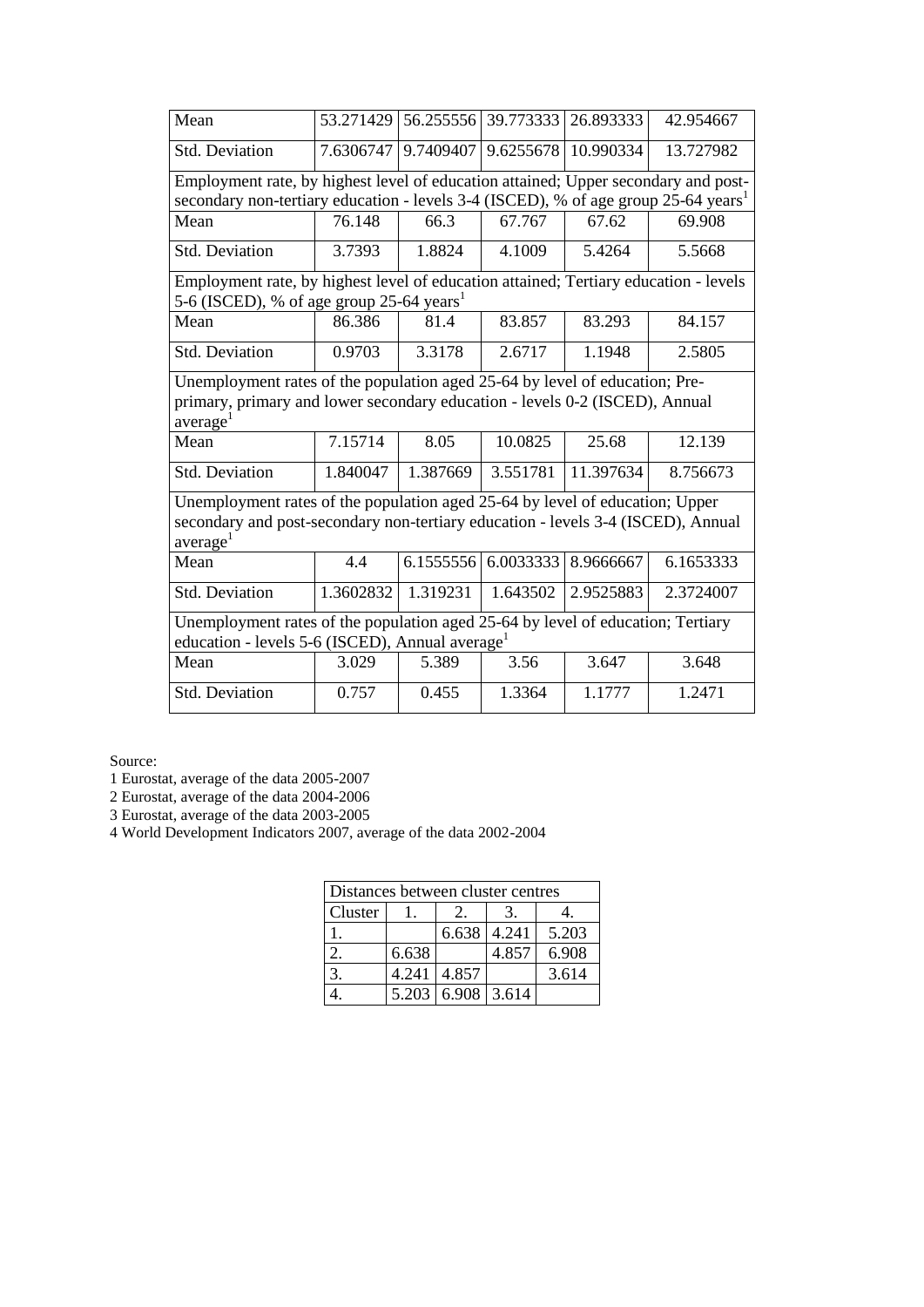| | | | | | |
|---|---|---|---|---|---|
| Mean | 53.271429 | 56.255556 | 39.773333 | 26.893333 | 42.954667 |
| Std. Deviation | 7.6306747 | 9.7409407 | 9.6255678 | 10.990334 | 13.727982 |
| Employment rate, by highest level of education attained; Upper secondary and post-secondary non-tertiary education - levels 3-4 (ISCED), % of age group 25-64 years[1] | | | | | |
| Mean | 76.148 | 66.3 | 67.767 | 67.62 | 69.908 |
| Std. Deviation | 3.7393 | 1.8824 | 4.1009 | 5.4264 | 5.5668 |
| Employment rate, by highest level of education attained; Tertiary education - levels 5-6 (ISCED), % of age group 25-64 years[1] | | | | | |
| Mean | 86.386 | 81.4 | 83.857 | 83.293 | 84.157 |
| Std. Deviation | 0.9703 | 3.3178 | 2.6717 | 1.1948 | 2.5805 |
| Unemployment rates of the population aged 25-64 by level of education; Pre-primary, primary and lower secondary education - levels 0-2 (ISCED), Annual average[1] | | | | | |
| Mean | 7.15714 | 8.05 | 10.0825 | 25.68 | 12.139 |
| Std. Deviation | 1.840047 | 1.387669 | 3.551781 | 11.397634 | 8.756673 |
| Unemployment rates of the population aged 25-64 by level of education; Upper secondary and post-secondary non-tertiary education - levels 3-4 (ISCED), Annual average[1] | | | | | |
| Mean | 4.4 | 6.1555556 | 6.0033333 | 8.9666667 | 6.1653333 |
| Std. Deviation | 1.3602832 | 1.319231 | 1.643502 | 2.9525883 | 2.3724007 |
| Unemployment rates of the population aged 25-64 by level of education; Tertiary education - levels 5-6 (ISCED), Annual average[1] | | | | | |
| Mean | 3.029 | 5.389 | 3.56 | 3.647 | 3.648 |
| Std. Deviation | 0.757 | 0.455 | 1.3364 | 1.1777 | 1.2471 |

Source:
1 Eurostat, average of the data 2005-2007
2 Eurostat, average of the data 2004-2006
3 Eurostat, average of the data 2003-2005
4 World Development Indicators 2007, average of the data 2002-2004

| Distances between cluster centres | | | | |
|---|---|---|---|---|
| Cluster | 1. | 2. | 3. | 4. |
| 1. | | 6.638 | 4.241 | 5.203 |
| 2. | 6.638 | | 4.857 | 6.908 |
| 3. | 4.241 | 4.857 | | 3.614 |
| 4. | 5.203 | 6.908 | 3.614 | |